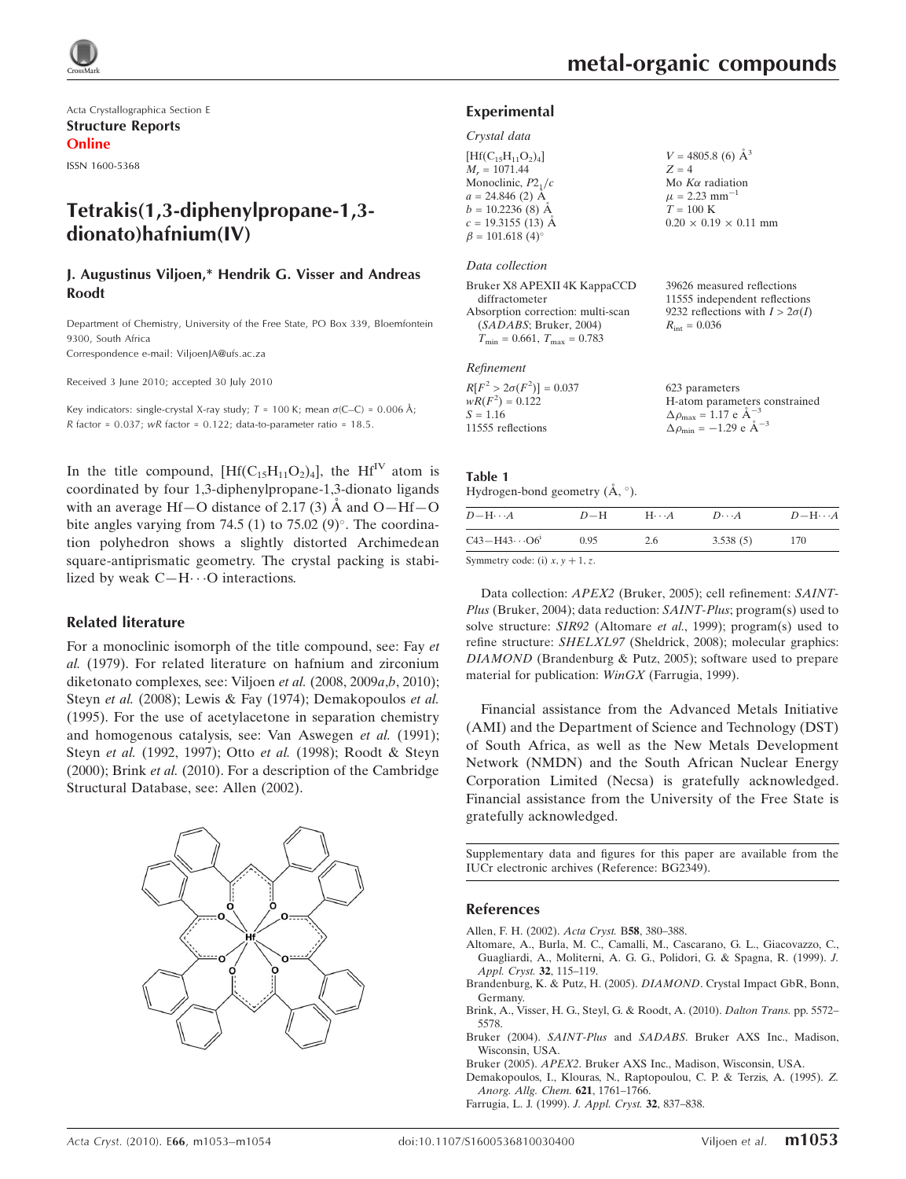Acta Crystallographica Section E

**Structure Reports Online**

ISSN 1600-5368

# Tetrakis(1,3-diphenylpropane-1,3-dionato)hafnium(IV)

**J. Augustinus Viljoen,\* Hendrik G. Visser and Andreas Roodt**

Department of Chemistry, University of the Free State, PO Box 339, Bloemfontein 9300, South Africa

Correspondence e-mail: ViljoenJA@ufs.ac.za

Received 3 June 2010; accepted 30 July 2010

Key indicators: single-crystal X-ray study; $T$ = 100 K; mean $\sigma$(C–C) = 0.006 Å; $R$ factor = 0.037; $wR$ factor = 0.122; data-to-parameter ratio = 18.5.

In the title compound, $[Hf(C_{15}H_{11}O_2)_4]$, the $Hf^{IV}$ atom is coordinated by four 1,3-diphenylpropane-1,3-dionato ligands with an average Hf—O distance of 2.17 (3) Å and O—Hf—O bite angles varying from 74.5 (1) to 75.02 (9)°. The coordination polyhedron shows a slightly distorted Archimedean square-antiprismatic geometry. The crystal packing is stabilized by weak C—H$\cdots$O interactions.

## Related literature

For a monoclinic isomorph of the title compound, see: Fay *et al.* (1979). For related literature on hafnium and zirconium diketonato complexes, see: Viljoen *et al.* (2008, 2009*a*,*b*, 2010); Steyn *et al.* (2008); Lewis & Fay (1974); Demakopoulos *et al.* (1995). For the use of acetylacetone in separation chemistry and homogenous catalysis, see: Van Aswegen *et al.* (1991); Steyn *et al.* (1992, 1997); Otto *et al.* (1998); Roodt & Steyn (2000); Brink *et al.* (2010). For a description of the Cambridge Structural Database, see: Allen (2002).

## Experimental

### Crystal data

$[Hf(C_{15}H_{11}O_2)_4]$
$M_r$ = 1071.44
Monoclinic, $P2_1/c$
$a$ = 24.846 (2) Å
$b$ = 10.2236 (8) Å
$c$ = 19.3155 (13) Å
$\beta$ = 101.618 (4)°
$V$ = 4805.8 (6) Å$^3$
$Z$ = 4
Mo $K\alpha$ radiation
$\mu$ = 2.23 mm$^{-1}$
$T$ = 100 K
0.20 × 0.19 × 0.11 mm

### Data collection

Bruker X8 APEXII 4K KappaCCD diffractometer
Absorption correction: multi-scan (*SADABS*; Bruker, 2004)
$T_{min}$ = 0.661, $T_{max}$ = 0.783
39626 measured reflections
11555 independent reflections
9232 reflections with $I > 2\sigma(I)$
$R_{int}$ = 0.036

### Refinement

$R[F^2 > 2\sigma(F^2)]$ = 0.037
$wR(F^2)$ = 0.122
$S$ = 1.16
11555 reflections
623 parameters
H-atom parameters constrained
$\Delta\rho_{max}$ = 1.17 e Å$^{-3}$
$\Delta\rho_{min}$ = −1.29 e Å$^{-3}$

**Table 1**
Hydrogen-bond geometry (Å, °).

| $D$—H$\cdots$$A$ | $D$—H | H$\cdots$$A$ | $D$$\cdots$$A$ | $D$—H$\cdots$$A$ |
|---|---|---|---|---|
| C43—H43$\cdots$O6$^{i}$ | 0.95 | 2.6 | 3.538 (5) | 170 |

Symmetry code: (i) $x, y+1, z$.

Data collection: *APEX2* (Bruker, 2005); cell refinement: *SAINT-Plus* (Bruker, 2004); data reduction: *SAINT-Plus*; program(s) used to solve structure: *SIR92* (Altomare *et al.*, 1999); program(s) used to refine structure: *SHELXL97* (Sheldrick, 2008); molecular graphics: *DIAMOND* (Brandenburg & Putz, 2005); software used to prepare material for publication: *WinGX* (Farrugia, 1999).

Financial assistance from the Advanced Metals Initiative (AMI) and the Department of Science and Technology (DST) of South Africa, as well as the New Metals Development Network (NMDN) and the South African Nuclear Energy Corporation Limited (Necsa) is gratefully acknowledged. Financial assistance from the University of the Free State is gratefully acknowledged.

Supplementary data and figures for this paper are available from the IUCr electronic archives (Reference: BG2349).

## References

Allen, F. H. (2002). *Acta Cryst.* B**58**, 380–388.

Altomare, A., Burla, M. C., Camalli, M., Cascarano, G. L., Giacovazzo, C., Guagliardi, A., Moliterni, A. G. G., Polidori, G. & Spagna, R. (1999). *J. Appl. Cryst.* **32**, 115–119.

Brandenburg, K. & Putz, H. (2005). *DIAMOND*. Crystal Impact GbR, Bonn, Germany.

Brink, A., Visser, H. G., Steyl, G. & Roodt, A. (2010). *Dalton Trans.* pp. 5572–5578.

Bruker (2004). *SAINT-Plus* and *SADABS*. Bruker AXS Inc., Madison, Wisconsin, USA.

Bruker (2005). *APEX2*. Bruker AXS Inc., Madison, Wisconsin, USA.

Demakopoulos, I., Klouras, N., Raptopoulou, C. P. & Terzis, A. (1995). *Z. Anorg. Allg. Chem.* **621**, 1761–1766.

Farrugia, L. J. (1999). *J. Appl. Cryst.* **32**, 837–838.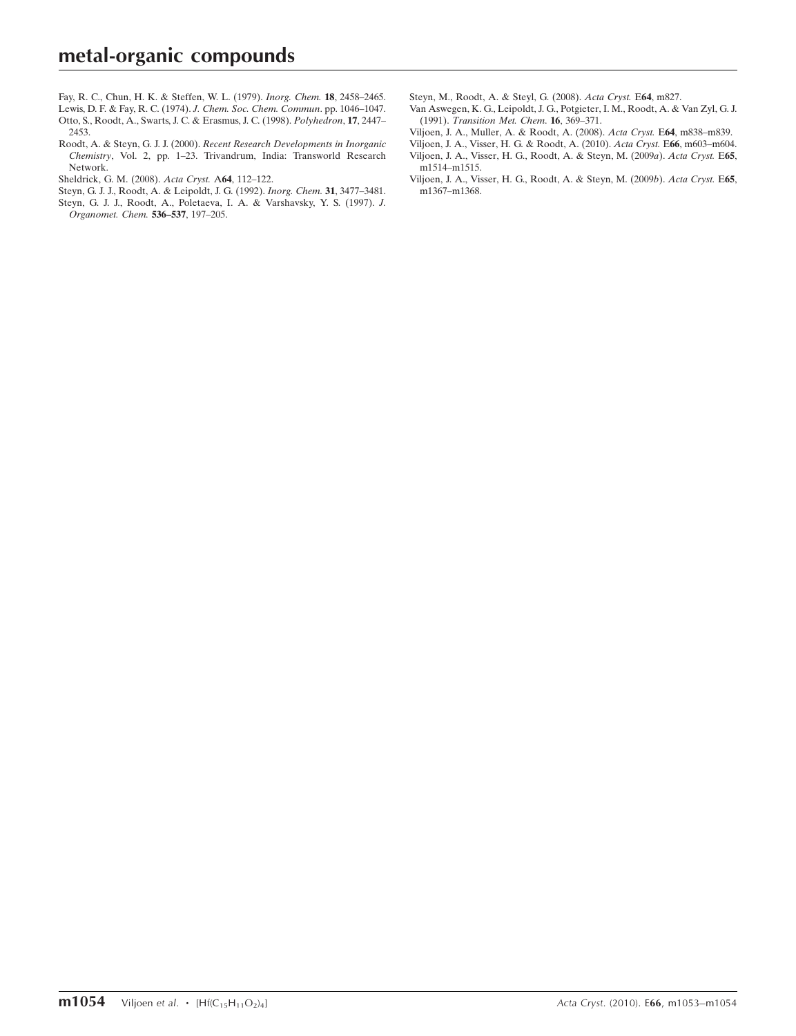Fay, R. C., Chun, H. K. & Steffen, W. L. (1979). *Inorg. Chem.* **18**, 2458–2465.

Lewis, D. F. & Fay, R. C. (1974). *J. Chem. Soc. Chem. Commun*. pp. 1046–1047.

Otto, S., Roodt, A., Swarts, J. C. & Erasmus, J. C. (1998). *Polyhedron*, **17**, 2447–2453.

Roodt, A. & Steyn, G. J. J. (2000). *Recent Research Developments in Inorganic Chemistry*, Vol. 2, pp. 1–23. Trivandrum, India: Transworld Research Network.

Sheldrick, G. M. (2008). *Acta Cryst.* A**64**, 112–122.

Steyn, G. J. J., Roodt, A. & Leipoldt, J. G. (1992). *Inorg. Chem.* **31**, 3477–3481.

Steyn, G. J. J., Roodt, A., Poletaeva, I. A. & Varshavsky, Y. S. (1997). *J. Organomet. Chem.* **536–537**, 197–205.

Steyn, M., Roodt, A. & Steyl, G. (2008). *Acta Cryst.* E**64**, m827.

Van Aswegen, K. G., Leipoldt, J. G., Potgieter, I. M., Roodt, A. & Van Zyl, G. J. (1991). *Transition Met. Chem.* **16**, 369–371.

Viljoen, J. A., Muller, A. & Roodt, A. (2008). *Acta Cryst.* E**64**, m838–m839.

Viljoen, J. A., Visser, H. G. & Roodt, A. (2010). *Acta Cryst.* E**66**, m603–m604.

Viljoen, J. A., Visser, H. G., Roodt, A. & Steyn, M. (2009*a*). *Acta Cryst.* E**65**, m1514–m1515.

Viljoen, J. A., Visser, H. G., Roodt, A. & Steyn, M. (2009*b*). *Acta Cryst.* E**65**, m1367–m1368.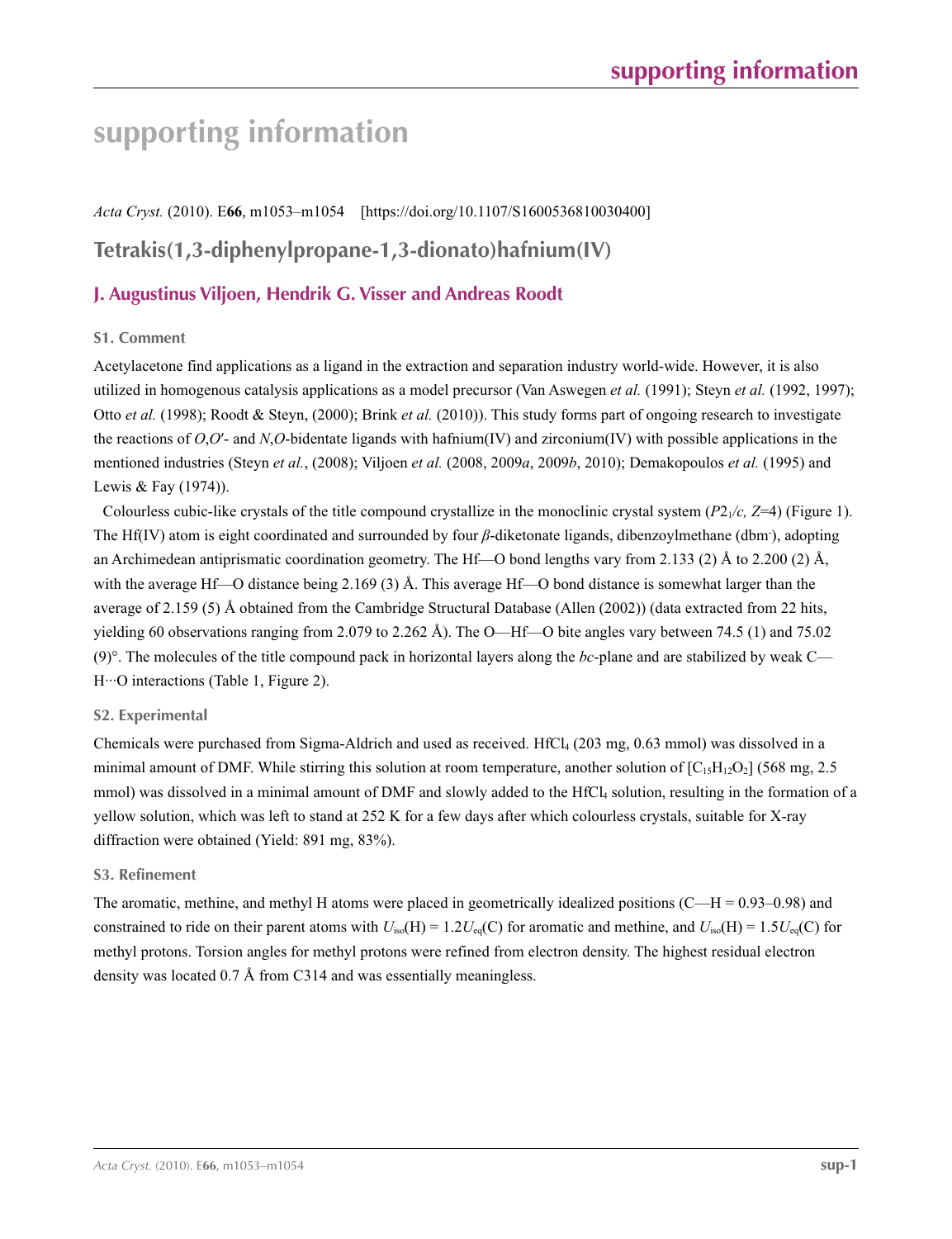# supporting information

*Acta Cryst.* (2010). E**66**, m1053–m1054 [https://doi.org/10.1107/S1600536810030400]

## Tetrakis(1,3-diphenylpropane-1,3-dionato)hafnium(IV)

### J. Augustinus Viljoen, Hendrik G. Visser and Andreas Roodt

#### S1. Comment

Acetylacetone find applications as a ligand in the extraction and separation industry world-wide. However, it is also utilized in homogenous catalysis applications as a model precursor (Van Aswegen *et al.* (1991); Steyn *et al.* (1992, 1997); Otto *et al.* (1998); Roodt & Steyn, (2000); Brink *et al.* (2010)). This study forms part of ongoing research to investigate the reactions of *O*,*O*′- and *N*,*O*-bidentate ligands with hafnium(IV) and zirconium(IV) with possible applications in the mentioned industries (Steyn *et al.*, (2008); Viljoen *et al.* (2008, 2009*a*, 2009*b*, 2010); Demakopoulos *et al.* (1995) and Lewis & Fay (1974)).

Colourless cubic-like crystals of the title compound crystallize in the monoclinic crystal system ($P2_1/c$, $Z$=4) (Figure 1). The Hf(IV) atom is eight coordinated and surrounded by four *β*-diketonate ligands, dibenzoylmethane ($dbm^-$), adopting an Archimedean antiprismatic coordination geometry. The Hf—O bond lengths vary from 2.133 (2) Å to 2.200 (2) Å, with the average Hf—O distance being 2.169 (3) Å. This average Hf—O bond distance is somewhat larger than the average of 2.159 (5) Å obtained from the Cambridge Structural Database (Allen (2002)) (data extracted from 22 hits, yielding 60 observations ranging from 2.079 to 2.262 Å). The O—Hf—O bite angles vary between 74.5 (1) and 75.02 (9)°. The molecules of the title compound pack in horizontal layers along the *bc*-plane and are stabilized by weak C—H···O interactions (Table 1, Figure 2).

#### S2. Experimental

Chemicals were purchased from Sigma-Aldrich and used as received. $HfCl_4$ (203 mg, 0.63 mmol) was dissolved in a minimal amount of DMF. While stirring this solution at room temperature, another solution of [$C_{15}H_{12}O_2$] (568 mg, 2.5 mmol) was dissolved in a minimal amount of DMF and slowly added to the $HfCl_4$ solution, resulting in the formation of a yellow solution, which was left to stand at 252 K for a few days after which colourless crystals, suitable for X-ray diffraction were obtained (Yield: 891 mg, 83%).

#### S3. Refinement

The aromatic, methine, and methyl H atoms were placed in geometrically idealized positions (C—H = 0.93–0.98) and constrained to ride on their parent atoms with $U_{iso}(H) = 1.2U_{eq}(C)$ for aromatic and methine, and $U_{iso}(H) = 1.5U_{eq}(C)$ for methyl protons. Torsion angles for methyl protons were refined from electron density. The highest residual electron density was located 0.7 Å from C314 and was essentially meaningless.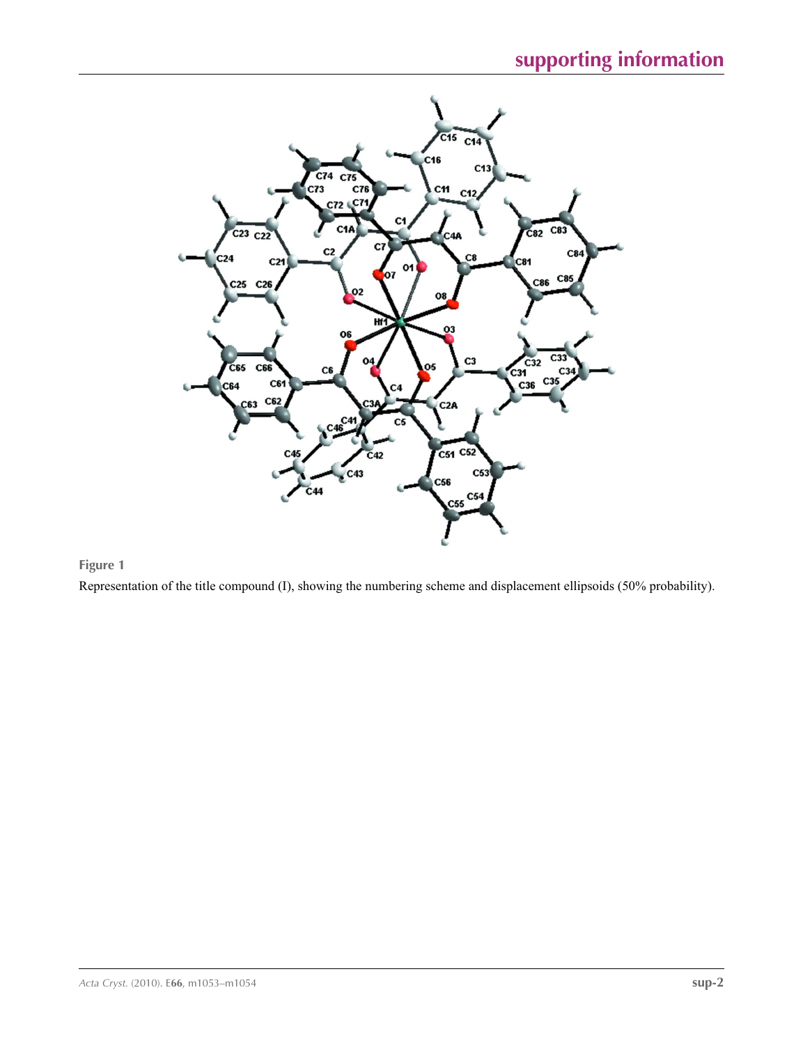**Figure 1**

Representation of the title compound (I), showing the numbering scheme and displacement ellipsoids (50% probability).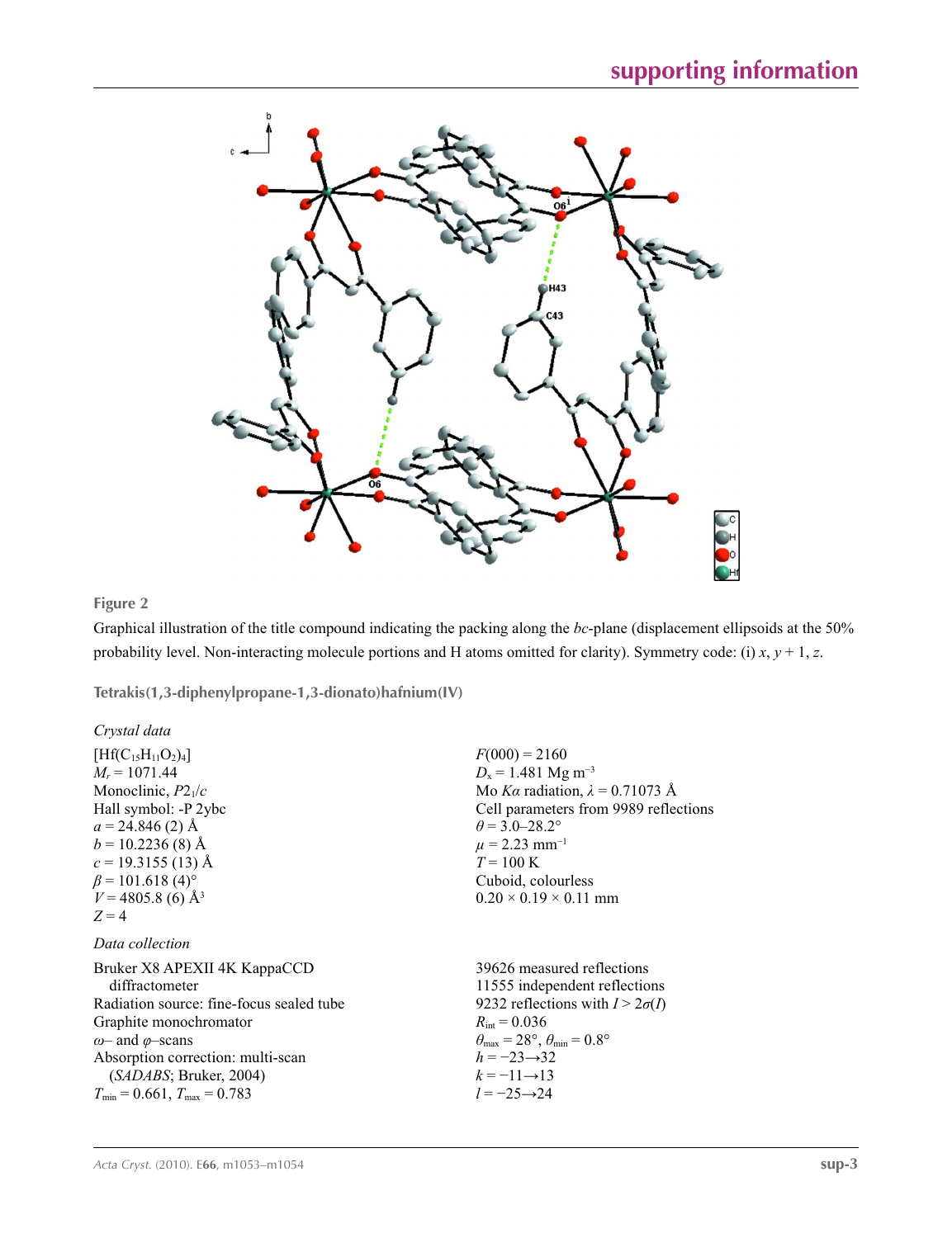**Figure 2**

Graphical illustration of the title compound indicating the packing along the *bc*-plane (displacement ellipsoids at the 50% probability level. Non-interacting molecule portions and H atoms omitted for clarity). Symmetry code: (i) $x$, $y + 1$, $z$.

## Tetrakis(1,3-diphenylpropane-1,3-dionato)hafnium(IV)

### Crystal data

| | |
|---|---|
| $[Hf(C_{15}H_{11}O_2)_4]$ | $F(000) = 2160$ |
| $M_r = 1071.44$ | $D_x = 1.481$ Mg m$^{-3}$ |
| Monoclinic, $P2_1/c$ | Mo $K\alpha$ radiation, $\lambda = 0.71073$ Å |
| Hall symbol: -P 2ybc | Cell parameters from 9989 reflections |
| $a = 24.846$ (2) Å | $\theta = 3.0$–$28.2°$ |
| $b = 10.2236$ (8) Å | $\mu = 2.23$ mm$^{-1}$ |
| $c = 19.3155$ (13) Å | $T = 100$ K |
| $\beta = 101.618$ (4)° | Cuboid, colourless |
| $V = 4805.8$ (6) Å$^3$ | $0.20 \times 0.19 \times 0.11$ mm |
| $Z = 4$ | |

### Data collection

| | |
|---|---|
| Bruker X8 APEXII 4K KappaCCD diffractometer | 39626 measured reflections |
| Radiation source: fine-focus sealed tube | 11555 independent reflections |
| Graphite monochromator | 9232 reflections with $I > 2\sigma(I)$ |
| $\omega$– and $\varphi$–scans | $R_{int} = 0.036$ |
| Absorption correction: multi-scan (*SADABS*; Bruker, 2004) | $\theta_{max} = 28°$, $\theta_{min} = 0.8°$ |
| $T_{min} = 0.661$, $T_{max} = 0.783$ | $h = -23 \rightarrow 32$ |
| | $k = -11 \rightarrow 13$ |
| | $l = -25 \rightarrow 24$ |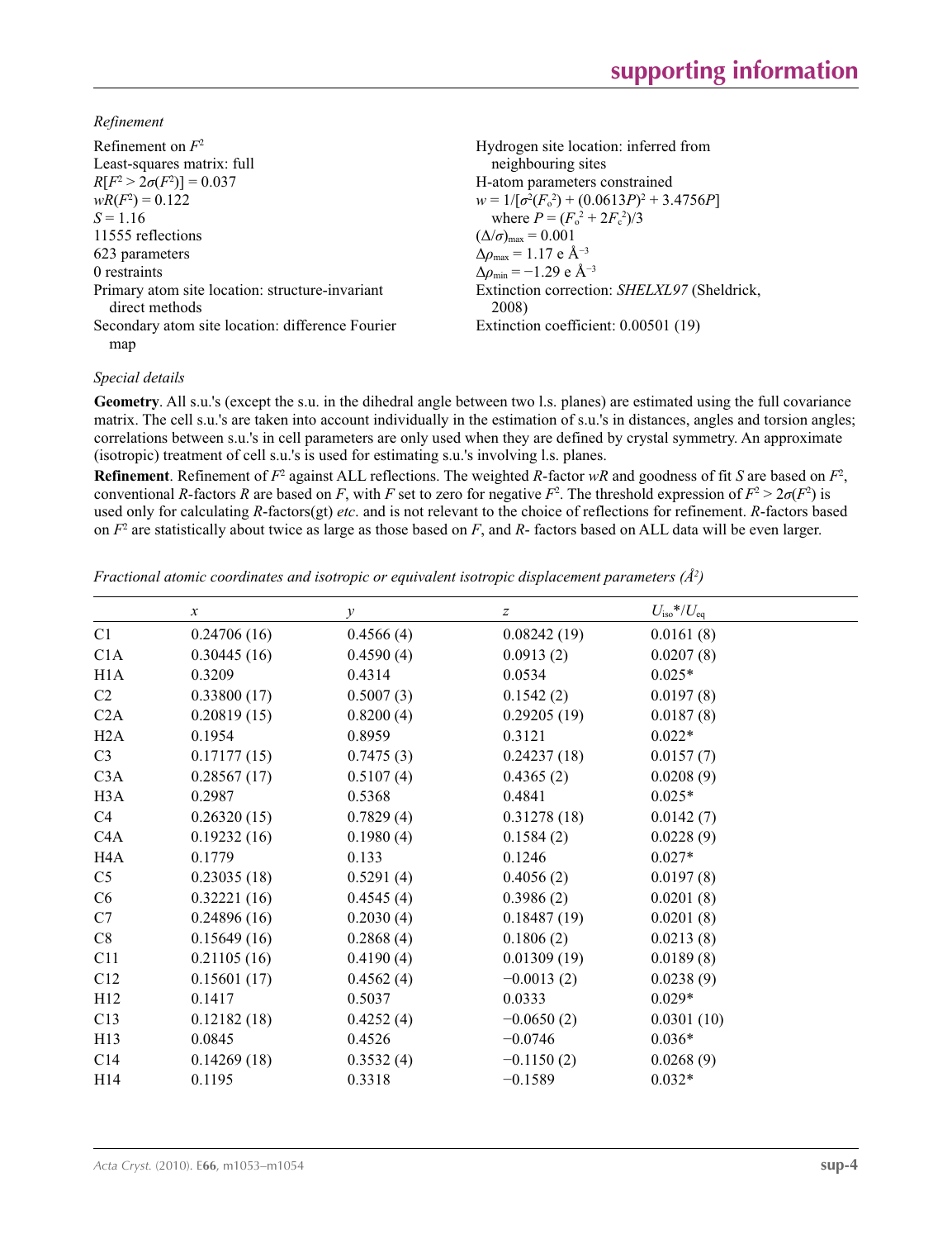*Refinement*

Refinement on $F^2$
Least-squares matrix: full
$R[F^2 > 2\sigma(F^2)] = 0.037$
$wR(F^2) = 0.122$
$S = 1.16$
11555 reflections
623 parameters
0 restraints
Primary atom site location: structure-invariant direct methods
Secondary atom site location: difference Fourier map
Hydrogen site location: inferred from neighbouring sites
H-atom parameters constrained
$w = 1/[\sigma^2(F_o^2) + (0.0613P)^2 + 3.4756P]$
where $P = (F_o^2 + 2F_c^2)/3$
$(\Delta/\sigma)_{max} = 0.001$
$\Delta\rho_{max} = 1.17$ e Å$^{-3}$
$\Delta\rho_{min} = -1.29$ e Å$^{-3}$
Extinction correction: *SHELXL97* (Sheldrick, 2008)
Extinction coefficient: 0.00501 (19)

*Special details*

**Geometry**. All s.u.'s (except the s.u. in the dihedral angle between two l.s. planes) are estimated using the full covariance matrix. The cell s.u.'s are taken into account individually in the estimation of s.u.'s in distances, angles and torsion angles; correlations between s.u.'s in cell parameters are only used when they are defined by crystal symmetry. An approximate (isotropic) treatment of cell s.u.'s is used for estimating s.u.'s involving l.s. planes.

**Refinement**. Refinement of $F^2$ against ALL reflections. The weighted $R$-factor $wR$ and goodness of fit $S$ are based on $F^2$, conventional $R$-factors $R$ are based on $F$, with $F$ set to zero for negative $F^2$. The threshold expression of $F^2 > 2\sigma(F^2)$ is used only for calculating $R$-factors(gt) *etc*. and is not relevant to the choice of reflections for refinement. $R$-factors based on $F^2$ are statistically about twice as large as those based on $F$, and $R$- factors based on ALL data will be even larger.

*Fractional atomic coordinates and isotropic or equivalent isotropic displacement parameters (Å$^2$)*

| | $x$ | $y$ | $z$ | $U_{iso}$*/$U_{eq}$ |
|---|---|---|---|---|
| C1 | 0.24706 (16) | 0.4566 (4) | 0.08242 (19) | 0.0161 (8) |
| C1A | 0.30445 (16) | 0.4590 (4) | 0.0913 (2) | 0.0207 (8) |
| H1A | 0.3209 | 0.4314 | 0.0534 | 0.025* |
| C2 | 0.33800 (17) | 0.5007 (3) | 0.1542 (2) | 0.0197 (8) |
| C2A | 0.20819 (15) | 0.8200 (4) | 0.29205 (19) | 0.0187 (8) |
| H2A | 0.1954 | 0.8959 | 0.3121 | 0.022* |
| C3 | 0.17177 (15) | 0.7475 (3) | 0.24237 (18) | 0.0157 (7) |
| C3A | 0.28567 (17) | 0.5107 (4) | 0.4365 (2) | 0.0208 (9) |
| H3A | 0.2987 | 0.5368 | 0.4841 | 0.025* |
| C4 | 0.26320 (15) | 0.7829 (4) | 0.31278 (18) | 0.0142 (7) |
| C4A | 0.19232 (16) | 0.1980 (4) | 0.1584 (2) | 0.0228 (9) |
| H4A | 0.1779 | 0.133 | 0.1246 | 0.027* |
| C5 | 0.23035 (18) | 0.5291 (4) | 0.4056 (2) | 0.0197 (8) |
| C6 | 0.32221 (16) | 0.4545 (4) | 0.3986 (2) | 0.0201 (8) |
| C7 | 0.24896 (16) | 0.2030 (4) | 0.18487 (19) | 0.0201 (8) |
| C8 | 0.15649 (16) | 0.2868 (4) | 0.1806 (2) | 0.0213 (8) |
| C11 | 0.21105 (16) | 0.4190 (4) | 0.01309 (19) | 0.0189 (8) |
| C12 | 0.15601 (17) | 0.4562 (4) | −0.0013 (2) | 0.0238 (9) |
| H12 | 0.1417 | 0.5037 | 0.0333 | 0.029* |
| C13 | 0.12182 (18) | 0.4252 (4) | −0.0650 (2) | 0.0301 (10) |
| H13 | 0.0845 | 0.4526 | −0.0746 | 0.036* |
| C14 | 0.14269 (18) | 0.3532 (4) | −0.1150 (2) | 0.0268 (9) |
| H14 | 0.1195 | 0.3318 | −0.1589 | 0.032* |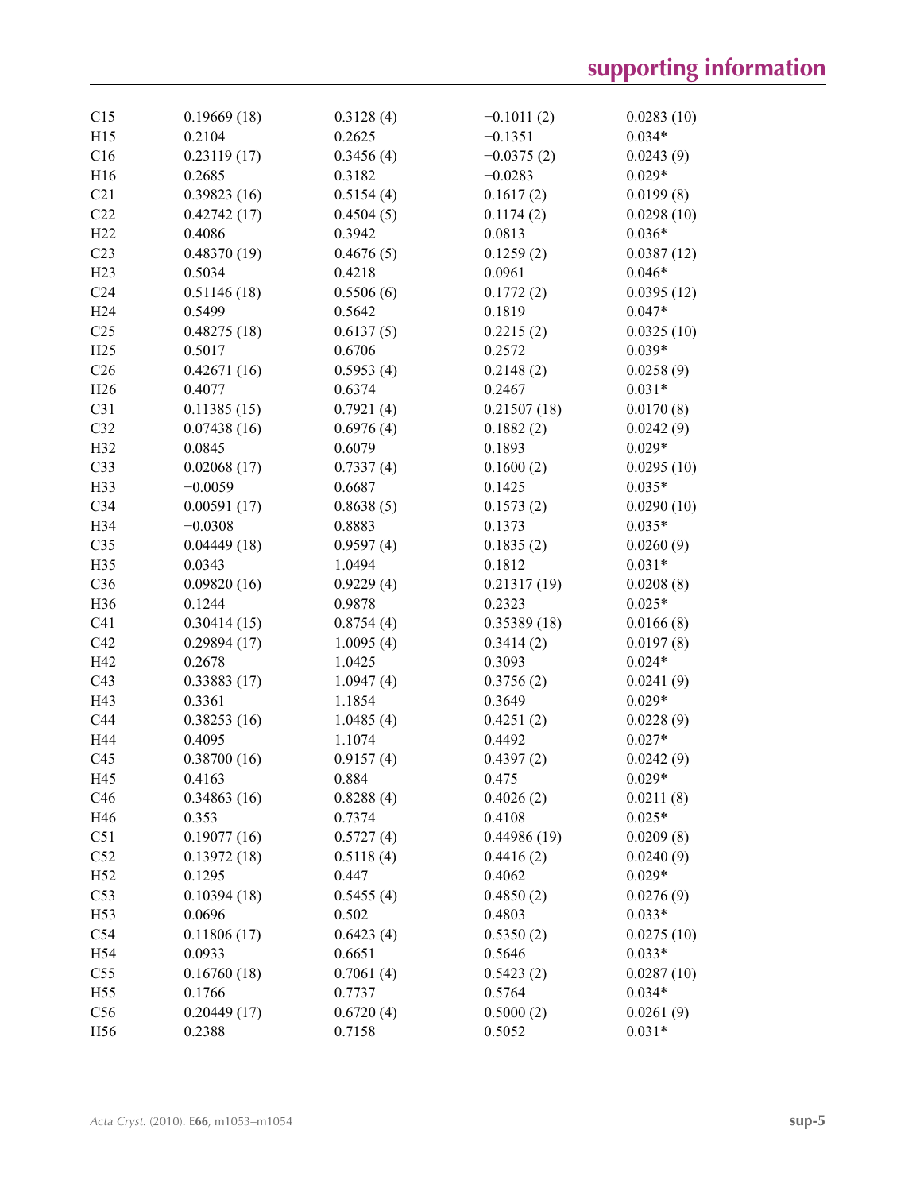| | | | | |
|---|---|---|---|---|
| C15 | 0.19669 (18) | 0.3128 (4) | −0.1011 (2) | 0.0283 (10) |
| H15 | 0.2104 | 0.2625 | −0.1351 | 0.034* |
| C16 | 0.23119 (17) | 0.3456 (4) | −0.0375 (2) | 0.0243 (9) |
| H16 | 0.2685 | 0.3182 | −0.0283 | 0.029* |
| C21 | 0.39823 (16) | 0.5154 (4) | 0.1617 (2) | 0.0199 (8) |
| C22 | 0.42742 (17) | 0.4504 (5) | 0.1174 (2) | 0.0298 (10) |
| H22 | 0.4086 | 0.3942 | 0.0813 | 0.036* |
| C23 | 0.48370 (19) | 0.4676 (5) | 0.1259 (2) | 0.0387 (12) |
| H23 | 0.5034 | 0.4218 | 0.0961 | 0.046* |
| C24 | 0.51146 (18) | 0.5506 (6) | 0.1772 (2) | 0.0395 (12) |
| H24 | 0.5499 | 0.5642 | 0.1819 | 0.047* |
| C25 | 0.48275 (18) | 0.6137 (5) | 0.2215 (2) | 0.0325 (10) |
| H25 | 0.5017 | 0.6706 | 0.2572 | 0.039* |
| C26 | 0.42671 (16) | 0.5953 (4) | 0.2148 (2) | 0.0258 (9) |
| H26 | 0.4077 | 0.6374 | 0.2467 | 0.031* |
| C31 | 0.11385 (15) | 0.7921 (4) | 0.21507 (18) | 0.0170 (8) |
| C32 | 0.07438 (16) | 0.6976 (4) | 0.1882 (2) | 0.0242 (9) |
| H32 | 0.0845 | 0.6079 | 0.1893 | 0.029* |
| C33 | 0.02068 (17) | 0.7337 (4) | 0.1600 (2) | 0.0295 (10) |
| H33 | −0.0059 | 0.6687 | 0.1425 | 0.035* |
| C34 | 0.00591 (17) | 0.8638 (5) | 0.1573 (2) | 0.0290 (10) |
| H34 | −0.0308 | 0.8883 | 0.1373 | 0.035* |
| C35 | 0.04449 (18) | 0.9597 (4) | 0.1835 (2) | 0.0260 (9) |
| H35 | 0.0343 | 1.0494 | 0.1812 | 0.031* |
| C36 | 0.09820 (16) | 0.9229 (4) | 0.21317 (19) | 0.0208 (8) |
| H36 | 0.1244 | 0.9878 | 0.2323 | 0.025* |
| C41 | 0.30414 (15) | 0.8754 (4) | 0.35389 (18) | 0.0166 (8) |
| C42 | 0.29894 (17) | 1.0095 (4) | 0.3414 (2) | 0.0197 (8) |
| H42 | 0.2678 | 1.0425 | 0.3093 | 0.024* |
| C43 | 0.33883 (17) | 1.0947 (4) | 0.3756 (2) | 0.0241 (9) |
| H43 | 0.3361 | 1.1854 | 0.3649 | 0.029* |
| C44 | 0.38253 (16) | 1.0485 (4) | 0.4251 (2) | 0.0228 (9) |
| H44 | 0.4095 | 1.1074 | 0.4492 | 0.027* |
| C45 | 0.38700 (16) | 0.9157 (4) | 0.4397 (2) | 0.0242 (9) |
| H45 | 0.4163 | 0.884 | 0.475 | 0.029* |
| C46 | 0.34863 (16) | 0.8288 (4) | 0.4026 (2) | 0.0211 (8) |
| H46 | 0.353 | 0.7374 | 0.4108 | 0.025* |
| C51 | 0.19077 (16) | 0.5727 (4) | 0.44986 (19) | 0.0209 (8) |
| C52 | 0.13972 (18) | 0.5118 (4) | 0.4416 (2) | 0.0240 (9) |
| H52 | 0.1295 | 0.447 | 0.4062 | 0.029* |
| C53 | 0.10394 (18) | 0.5455 (4) | 0.4850 (2) | 0.0276 (9) |
| H53 | 0.0696 | 0.502 | 0.4803 | 0.033* |
| C54 | 0.11806 (17) | 0.6423 (4) | 0.5350 (2) | 0.0275 (10) |
| H54 | 0.0933 | 0.6651 | 0.5646 | 0.033* |
| C55 | 0.16760 (18) | 0.7061 (4) | 0.5423 (2) | 0.0287 (10) |
| H55 | 0.1766 | 0.7737 | 0.5764 | 0.034* |
| C56 | 0.20449 (17) | 0.6720 (4) | 0.5000 (2) | 0.0261 (9) |
| H56 | 0.2388 | 0.7158 | 0.5052 | 0.031* |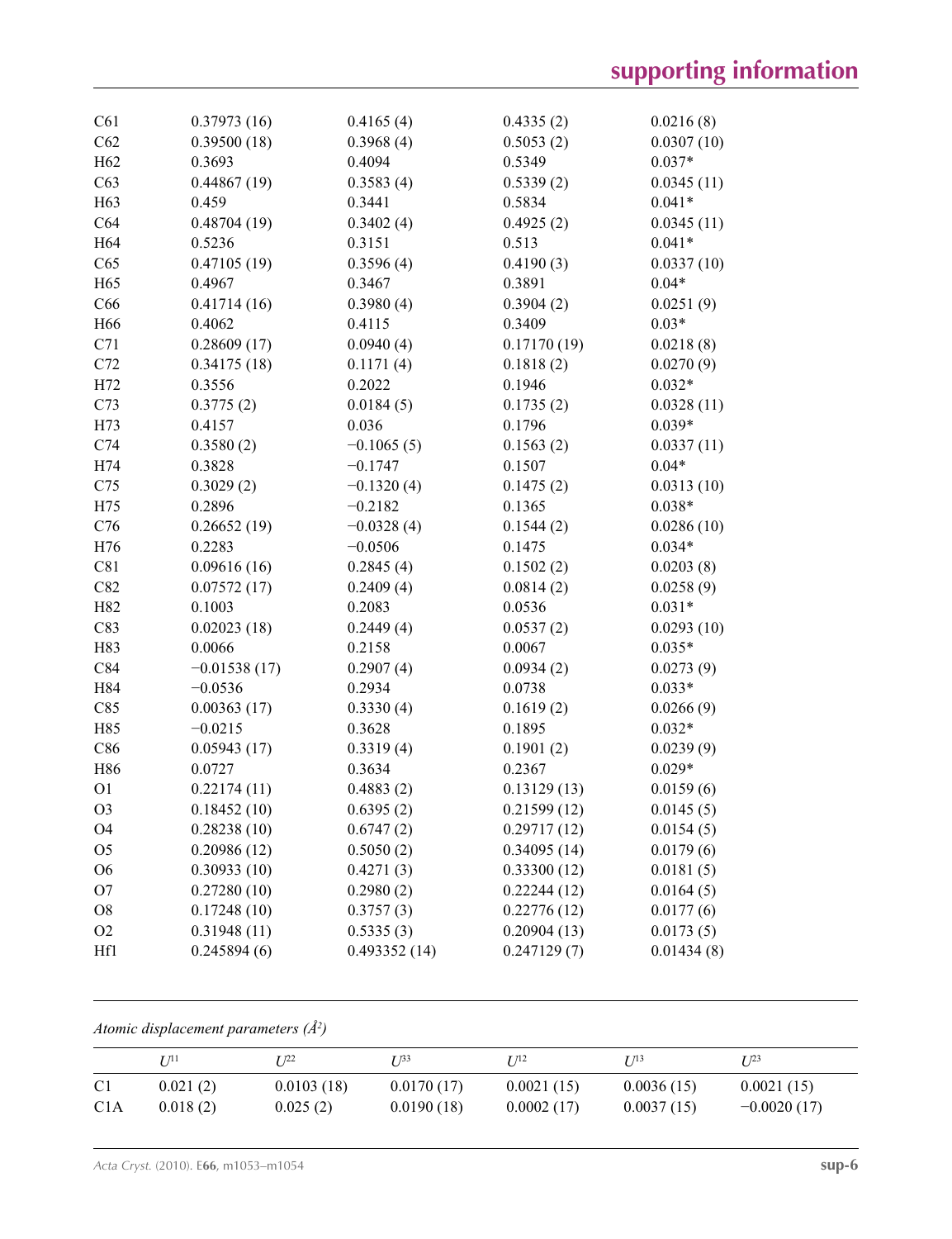| | | | | |
|---|---|---|---|---|
| C61 | 0.37973 (16) | 0.4165 (4) | 0.4335 (2) | 0.0216 (8) |
| C62 | 0.39500 (18) | 0.3968 (4) | 0.5053 (2) | 0.0307 (10) |
| H62 | 0.3693 | 0.4094 | 0.5349 | 0.037* |
| C63 | 0.44867 (19) | 0.3583 (4) | 0.5339 (2) | 0.0345 (11) |
| H63 | 0.459 | 0.3441 | 0.5834 | 0.041* |
| C64 | 0.48704 (19) | 0.3402 (4) | 0.4925 (2) | 0.0345 (11) |
| H64 | 0.5236 | 0.3151 | 0.513 | 0.041* |
| C65 | 0.47105 (19) | 0.3596 (4) | 0.4190 (3) | 0.0337 (10) |
| H65 | 0.4967 | 0.3467 | 0.3891 | 0.04* |
| C66 | 0.41714 (16) | 0.3980 (4) | 0.3904 (2) | 0.0251 (9) |
| H66 | 0.4062 | 0.4115 | 0.3409 | 0.03* |
| C71 | 0.28609 (17) | 0.0940 (4) | 0.17170 (19) | 0.0218 (8) |
| C72 | 0.34175 (18) | 0.1171 (4) | 0.1818 (2) | 0.0270 (9) |
| H72 | 0.3556 | 0.2022 | 0.1946 | 0.032* |
| C73 | 0.3775 (2) | 0.0184 (5) | 0.1735 (2) | 0.0328 (11) |
| H73 | 0.4157 | 0.036 | 0.1796 | 0.039* |
| C74 | 0.3580 (2) | −0.1065 (5) | 0.1563 (2) | 0.0337 (11) |
| H74 | 0.3828 | −0.1747 | 0.1507 | 0.04* |
| C75 | 0.3029 (2) | −0.1320 (4) | 0.1475 (2) | 0.0313 (10) |
| H75 | 0.2896 | −0.2182 | 0.1365 | 0.038* |
| C76 | 0.26652 (19) | −0.0328 (4) | 0.1544 (2) | 0.0286 (10) |
| H76 | 0.2283 | −0.0506 | 0.1475 | 0.034* |
| C81 | 0.09616 (16) | 0.2845 (4) | 0.1502 (2) | 0.0203 (8) |
| C82 | 0.07572 (17) | 0.2409 (4) | 0.0814 (2) | 0.0258 (9) |
| H82 | 0.1003 | 0.2083 | 0.0536 | 0.031* |
| C83 | 0.02023 (18) | 0.2449 (4) | 0.0537 (2) | 0.0293 (10) |
| H83 | 0.0066 | 0.2158 | 0.0067 | 0.035* |
| C84 | −0.01538 (17) | 0.2907 (4) | 0.0934 (2) | 0.0273 (9) |
| H84 | −0.0536 | 0.2934 | 0.0738 | 0.033* |
| C85 | 0.00363 (17) | 0.3330 (4) | 0.1619 (2) | 0.0266 (9) |
| H85 | −0.0215 | 0.3628 | 0.1895 | 0.032* |
| C86 | 0.05943 (17) | 0.3319 (4) | 0.1901 (2) | 0.0239 (9) |
| H86 | 0.0727 | 0.3634 | 0.2367 | 0.029* |
| O1 | 0.22174 (11) | 0.4883 (2) | 0.13129 (13) | 0.0159 (6) |
| O3 | 0.18452 (10) | 0.6395 (2) | 0.21599 (12) | 0.0145 (5) |
| O4 | 0.28238 (10) | 0.6747 (2) | 0.29717 (12) | 0.0154 (5) |
| O5 | 0.20986 (12) | 0.5050 (2) | 0.34095 (14) | 0.0179 (6) |
| O6 | 0.30933 (10) | 0.4271 (3) | 0.33300 (12) | 0.0181 (5) |
| O7 | 0.27280 (10) | 0.2980 (2) | 0.22244 (12) | 0.0164 (5) |
| O8 | 0.17248 (10) | 0.3757 (3) | 0.22776 (12) | 0.0177 (6) |
| O2 | 0.31948 (11) | 0.5335 (3) | 0.20904 (13) | 0.0173 (5) |
| Hf1 | 0.245894 (6) | 0.493352 (14) | 0.247129 (7) | 0.01434 (8) |

*Atomic displacement parameters (Å²)*

| | $U^{11}$ | $U^{22}$ | $U^{33}$ | $U^{12}$ | $U^{13}$ | $U^{23}$ |
|---|---|---|---|---|---|---|
| C1 | 0.021 (2) | 0.0103 (18) | 0.0170 (17) | 0.0021 (15) | 0.0036 (15) | 0.0021 (15) |
| C1A | 0.018 (2) | 0.025 (2) | 0.0190 (18) | 0.0002 (17) | 0.0037 (15) | −0.0020 (17) |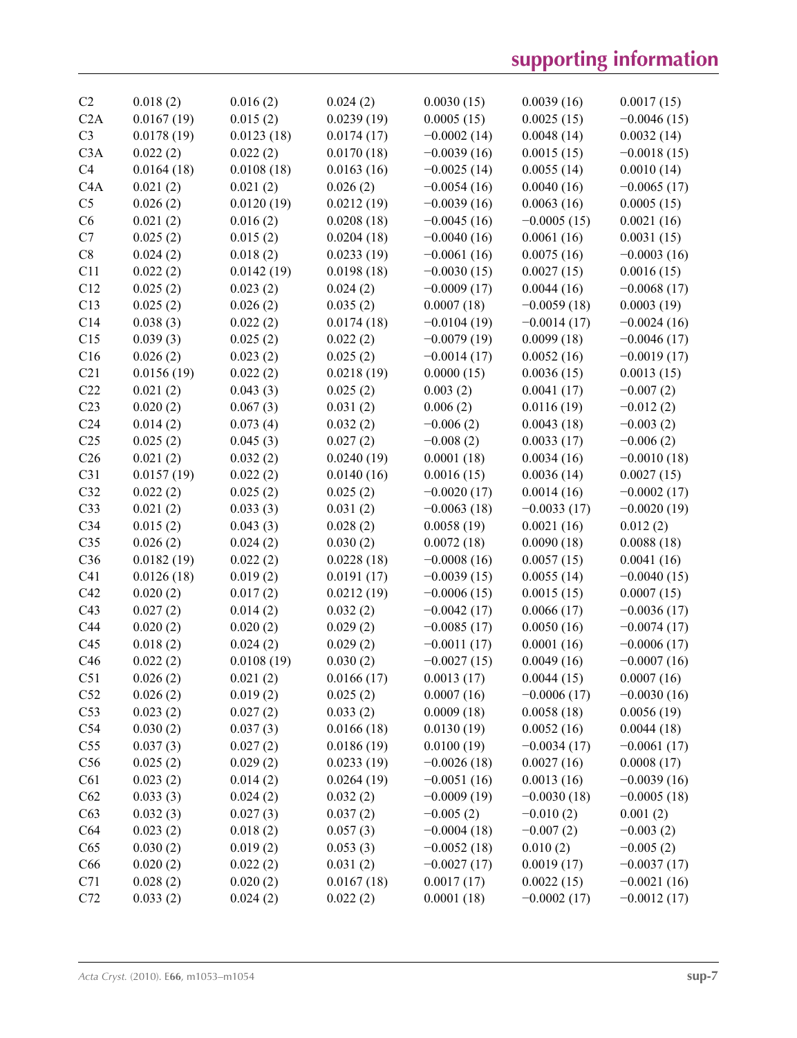| | | | | | | |
|---|---|---|---|---|---|---|
| C2 | 0.018 (2) | 0.016 (2) | 0.024 (2) | 0.0030 (15) | 0.0039 (16) | 0.0017 (15) |
| C2A | 0.0167 (19) | 0.015 (2) | 0.0239 (19) | 0.0005 (15) | 0.0025 (15) | −0.0046 (15) |
| C3 | 0.0178 (19) | 0.0123 (18) | 0.0174 (17) | −0.0002 (14) | 0.0048 (14) | 0.0032 (14) |
| C3A | 0.022 (2) | 0.022 (2) | 0.0170 (18) | −0.0039 (16) | 0.0015 (15) | −0.0018 (15) |
| C4 | 0.0164 (18) | 0.0108 (18) | 0.0163 (16) | −0.0025 (14) | 0.0055 (14) | 0.0010 (14) |
| C4A | 0.021 (2) | 0.021 (2) | 0.026 (2) | −0.0054 (16) | 0.0040 (16) | −0.0065 (17) |
| C5 | 0.026 (2) | 0.0120 (19) | 0.0212 (19) | −0.0039 (16) | 0.0063 (16) | 0.0005 (15) |
| C6 | 0.021 (2) | 0.016 (2) | 0.0208 (18) | −0.0045 (16) | −0.0005 (15) | 0.0021 (16) |
| C7 | 0.025 (2) | 0.015 (2) | 0.0204 (18) | −0.0040 (16) | 0.0061 (16) | 0.0031 (15) |
| C8 | 0.024 (2) | 0.018 (2) | 0.0233 (19) | −0.0061 (16) | 0.0075 (16) | −0.0003 (16) |
| C11 | 0.022 (2) | 0.0142 (19) | 0.0198 (18) | −0.0030 (15) | 0.0027 (15) | 0.0016 (15) |
| C12 | 0.025 (2) | 0.023 (2) | 0.024 (2) | −0.0009 (17) | 0.0044 (16) | −0.0068 (17) |
| C13 | 0.025 (2) | 0.026 (2) | 0.035 (2) | 0.0007 (18) | −0.0059 (18) | 0.0003 (19) |
| C14 | 0.038 (3) | 0.022 (2) | 0.0174 (18) | −0.0104 (19) | −0.0014 (17) | −0.0024 (16) |
| C15 | 0.039 (3) | 0.025 (2) | 0.022 (2) | −0.0079 (19) | 0.0099 (18) | −0.0046 (17) |
| C16 | 0.026 (2) | 0.023 (2) | 0.025 (2) | −0.0014 (17) | 0.0052 (16) | −0.0019 (17) |
| C21 | 0.0156 (19) | 0.022 (2) | 0.0218 (19) | 0.0000 (15) | 0.0036 (15) | 0.0013 (15) |
| C22 | 0.021 (2) | 0.043 (3) | 0.025 (2) | 0.003 (2) | 0.0041 (17) | −0.007 (2) |
| C23 | 0.020 (2) | 0.067 (3) | 0.031 (2) | 0.006 (2) | 0.0116 (19) | −0.012 (2) |
| C24 | 0.014 (2) | 0.073 (4) | 0.032 (2) | −0.006 (2) | 0.0043 (18) | −0.003 (2) |
| C25 | 0.025 (2) | 0.045 (3) | 0.027 (2) | −0.008 (2) | 0.0033 (17) | −0.006 (2) |
| C26 | 0.021 (2) | 0.032 (2) | 0.0240 (19) | 0.0001 (18) | 0.0034 (16) | −0.0010 (18) |
| C31 | 0.0157 (19) | 0.022 (2) | 0.0140 (16) | 0.0016 (15) | 0.0036 (14) | 0.0027 (15) |
| C32 | 0.022 (2) | 0.025 (2) | 0.025 (2) | −0.0020 (17) | 0.0014 (16) | −0.0002 (17) |
| C33 | 0.021 (2) | 0.033 (3) | 0.031 (2) | −0.0063 (18) | −0.0033 (17) | −0.0020 (19) |
| C34 | 0.015 (2) | 0.043 (3) | 0.028 (2) | 0.0058 (19) | 0.0021 (16) | 0.012 (2) |
| C35 | 0.026 (2) | 0.024 (2) | 0.030 (2) | 0.0072 (18) | 0.0090 (18) | 0.0088 (18) |
| C36 | 0.0182 (19) | 0.022 (2) | 0.0228 (18) | −0.0008 (16) | 0.0057 (15) | 0.0041 (16) |
| C41 | 0.0126 (18) | 0.019 (2) | 0.0191 (17) | −0.0039 (15) | 0.0055 (14) | −0.0040 (15) |
| C42 | 0.020 (2) | 0.017 (2) | 0.0212 (19) | −0.0006 (15) | 0.0015 (15) | 0.0007 (15) |
| C43 | 0.027 (2) | 0.014 (2) | 0.032 (2) | −0.0042 (17) | 0.0066 (17) | −0.0036 (17) |
| C44 | 0.020 (2) | 0.020 (2) | 0.029 (2) | −0.0085 (17) | 0.0050 (16) | −0.0074 (17) |
| C45 | 0.018 (2) | 0.024 (2) | 0.029 (2) | −0.0011 (17) | 0.0001 (16) | −0.0006 (17) |
| C46 | 0.022 (2) | 0.0108 (19) | 0.030 (2) | −0.0027 (15) | 0.0049 (16) | −0.0007 (16) |
| C51 | 0.026 (2) | 0.021 (2) | 0.0166 (17) | 0.0013 (17) | 0.0044 (15) | 0.0007 (16) |
| C52 | 0.026 (2) | 0.019 (2) | 0.025 (2) | 0.0007 (16) | −0.0006 (17) | −0.0030 (16) |
| C53 | 0.023 (2) | 0.027 (2) | 0.033 (2) | 0.0009 (18) | 0.0058 (18) | 0.0056 (19) |
| C54 | 0.030 (2) | 0.037 (3) | 0.0166 (18) | 0.0130 (19) | 0.0052 (16) | 0.0044 (18) |
| C55 | 0.037 (3) | 0.027 (2) | 0.0186 (19) | 0.0100 (19) | −0.0034 (17) | −0.0061 (17) |
| C56 | 0.025 (2) | 0.029 (2) | 0.0233 (19) | −0.0026 (18) | 0.0027 (16) | 0.0008 (17) |
| C61 | 0.023 (2) | 0.014 (2) | 0.0264 (19) | −0.0051 (16) | 0.0013 (16) | −0.0039 (16) |
| C62 | 0.033 (3) | 0.024 (2) | 0.032 (2) | −0.0009 (19) | −0.0030 (18) | −0.0005 (18) |
| C63 | 0.032 (3) | 0.027 (3) | 0.037 (2) | −0.005 (2) | −0.010 (2) | 0.001 (2) |
| C64 | 0.023 (2) | 0.018 (2) | 0.057 (3) | −0.0004 (18) | −0.007 (2) | −0.003 (2) |
| C65 | 0.030 (2) | 0.019 (2) | 0.053 (3) | −0.0052 (18) | 0.010 (2) | −0.005 (2) |
| C66 | 0.020 (2) | 0.022 (2) | 0.031 (2) | −0.0027 (17) | 0.0019 (17) | −0.0037 (17) |
| C71 | 0.028 (2) | 0.020 (2) | 0.0167 (18) | 0.0017 (17) | 0.0022 (15) | −0.0021 (16) |
| C72 | 0.033 (2) | 0.024 (2) | 0.022 (2) | 0.0001 (18) | −0.0002 (17) | −0.0012 (17) |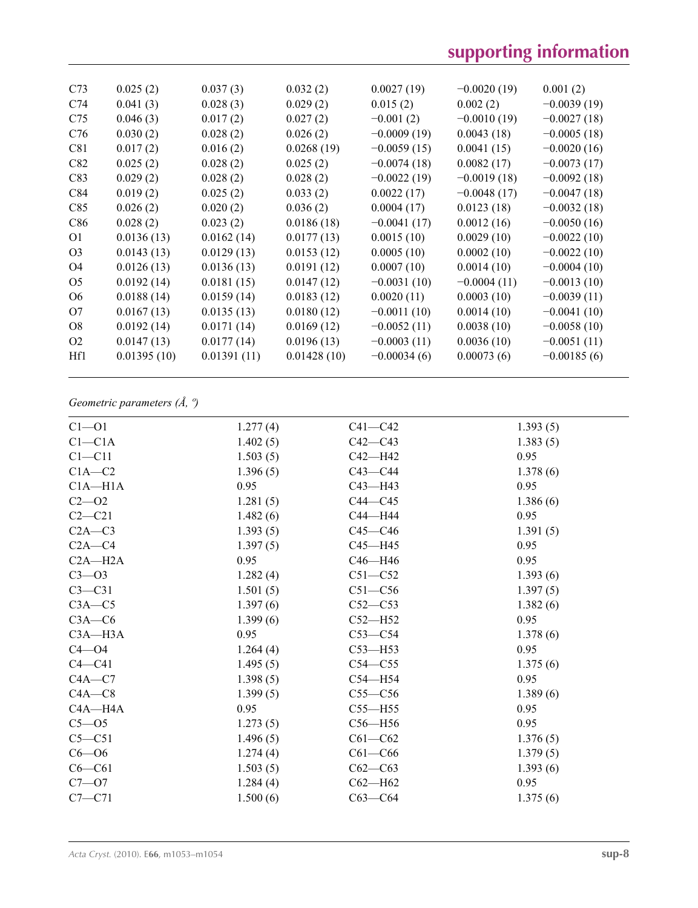| | | | | | | |
|---|---|---|---|---|---|---|
| C73 | 0.025 (2) | 0.037 (3) | 0.032 (2) | 0.0027 (19) | −0.0020 (19) | 0.001 (2) |
| C74 | 0.041 (3) | 0.028 (3) | 0.029 (2) | 0.015 (2) | 0.002 (2) | −0.0039 (19) |
| C75 | 0.046 (3) | 0.017 (2) | 0.027 (2) | −0.001 (2) | −0.0010 (19) | −0.0027 (18) |
| C76 | 0.030 (2) | 0.028 (2) | 0.026 (2) | −0.0009 (19) | 0.0043 (18) | −0.0005 (18) |
| C81 | 0.017 (2) | 0.016 (2) | 0.0268 (19) | −0.0059 (15) | 0.0041 (15) | −0.0020 (16) |
| C82 | 0.025 (2) | 0.028 (2) | 0.025 (2) | −0.0074 (18) | 0.0082 (17) | −0.0073 (17) |
| C83 | 0.029 (2) | 0.028 (2) | 0.028 (2) | −0.0022 (19) | −0.0019 (18) | −0.0092 (18) |
| C84 | 0.019 (2) | 0.025 (2) | 0.033 (2) | 0.0022 (17) | −0.0048 (17) | −0.0047 (18) |
| C85 | 0.026 (2) | 0.020 (2) | 0.036 (2) | 0.0004 (17) | 0.0123 (18) | −0.0032 (18) |
| C86 | 0.028 (2) | 0.023 (2) | 0.0186 (18) | −0.0041 (17) | 0.0012 (16) | −0.0050 (16) |
| O1 | 0.0136 (13) | 0.0162 (14) | 0.0177 (13) | 0.0015 (10) | 0.0029 (10) | −0.0022 (10) |
| O3 | 0.0143 (13) | 0.0129 (13) | 0.0153 (12) | 0.0005 (10) | 0.0002 (10) | −0.0022 (10) |
| O4 | 0.0126 (13) | 0.0136 (13) | 0.0191 (12) | 0.0007 (10) | 0.0014 (10) | −0.0004 (10) |
| O5 | 0.0192 (14) | 0.0181 (15) | 0.0147 (12) | −0.0031 (10) | −0.0004 (11) | −0.0013 (10) |
| O6 | 0.0188 (14) | 0.0159 (14) | 0.0183 (12) | 0.0020 (11) | 0.0003 (10) | −0.0039 (11) |
| O7 | 0.0167 (13) | 0.0135 (13) | 0.0180 (12) | −0.0011 (10) | 0.0014 (10) | −0.0041 (10) |
| O8 | 0.0192 (14) | 0.0171 (14) | 0.0169 (12) | −0.0052 (11) | 0.0038 (10) | −0.0058 (10) |
| O2 | 0.0147 (13) | 0.0177 (14) | 0.0196 (13) | −0.0003 (11) | 0.0036 (10) | −0.0051 (11) |
| Hf1 | 0.01395 (10) | 0.01391 (11) | 0.01428 (10) | −0.00034 (6) | 0.00073 (6) | −0.00185 (6) |

*Geometric parameters (Å, º)*

| | | | |
|---|---|---|---|
| C1—O1 | 1.277 (4) | C41—C42 | 1.393 (5) |
| C1—C1A | 1.402 (5) | C42—C43 | 1.383 (5) |
| C1—C11 | 1.503 (5) | C42—H42 | 0.95 |
| C1A—C2 | 1.396 (5) | C43—C44 | 1.378 (6) |
| C1A—H1A | 0.95 | C43—H43 | 0.95 |
| C2—O2 | 1.281 (5) | C44—C45 | 1.386 (6) |
| C2—C21 | 1.482 (6) | C44—H44 | 0.95 |
| C2A—C3 | 1.393 (5) | C45—C46 | 1.391 (5) |
| C2A—C4 | 1.397 (5) | C45—H45 | 0.95 |
| C2A—H2A | 0.95 | C46—H46 | 0.95 |
| C3—O3 | 1.282 (4) | C51—C52 | 1.393 (6) |
| C3—C31 | 1.501 (5) | C51—C56 | 1.397 (5) |
| C3A—C5 | 1.397 (6) | C52—C53 | 1.382 (6) |
| C3A—C6 | 1.399 (6) | C52—H52 | 0.95 |
| C3A—H3A | 0.95 | C53—C54 | 1.378 (6) |
| C4—O4 | 1.264 (4) | C53—H53 | 0.95 |
| C4—C41 | 1.495 (5) | C54—C55 | 1.375 (6) |
| C4A—C7 | 1.398 (5) | C54—H54 | 0.95 |
| C4A—C8 | 1.399 (5) | C55—C56 | 1.389 (6) |
| C4A—H4A | 0.95 | C55—H55 | 0.95 |
| C5—O5 | 1.273 (5) | C56—H56 | 0.95 |
| C5—C51 | 1.496 (5) | C61—C62 | 1.376 (5) |
| C6—O6 | 1.274 (4) | C61—C66 | 1.379 (5) |
| C6—C61 | 1.503 (5) | C62—C63 | 1.393 (6) |
| C7—O7 | 1.284 (4) | C62—H62 | 0.95 |
| C7—C71 | 1.500 (6) | C63—C64 | 1.375 (6) |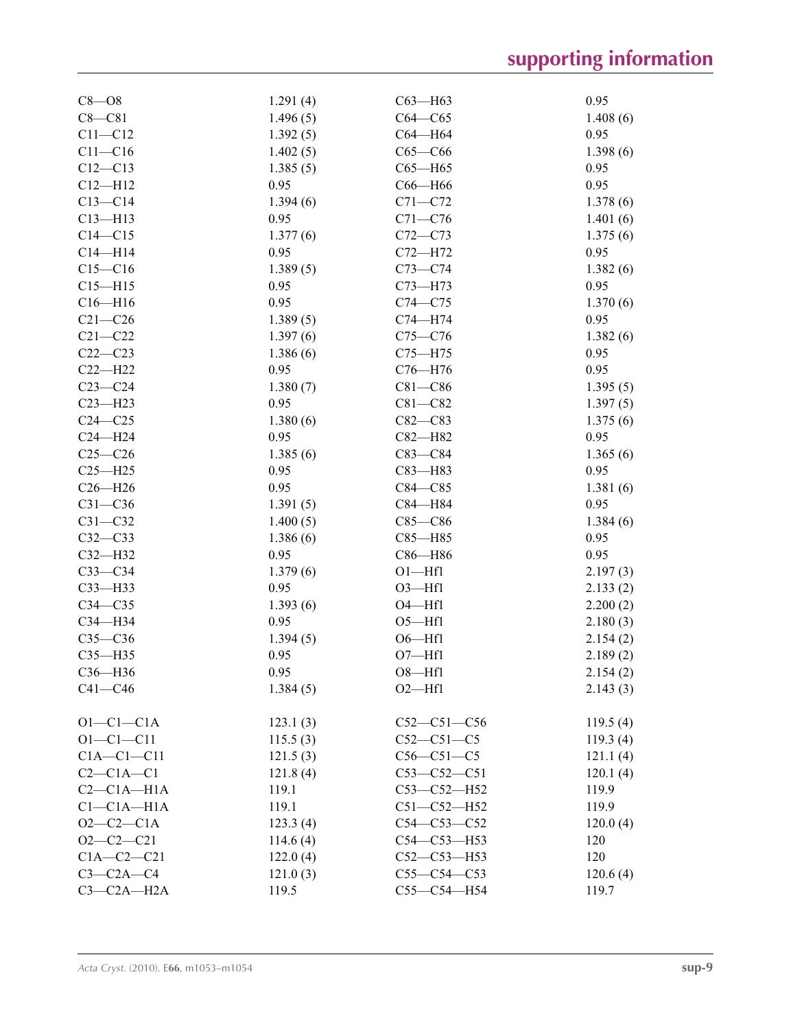| | | | |
|---|---|---|---|
| C8—O8 | 1.291 (4) | C63—H63 | 0.95 |
| C8—C81 | 1.496 (5) | C64—C65 | 1.408 (6) |
| C11—C12 | 1.392 (5) | C64—H64 | 0.95 |
| C11—C16 | 1.402 (5) | C65—C66 | 1.398 (6) |
| C12—C13 | 1.385 (5) | C65—H65 | 0.95 |
| C12—H12 | 0.95 | C66—H66 | 0.95 |
| C13—C14 | 1.394 (6) | C71—C72 | 1.378 (6) |
| C13—H13 | 0.95 | C71—C76 | 1.401 (6) |
| C14—C15 | 1.377 (6) | C72—C73 | 1.375 (6) |
| C14—H14 | 0.95 | C72—H72 | 0.95 |
| C15—C16 | 1.389 (5) | C73—C74 | 1.382 (6) |
| C15—H15 | 0.95 | C73—H73 | 0.95 |
| C16—H16 | 0.95 | C74—C75 | 1.370 (6) |
| C21—C26 | 1.389 (5) | C74—H74 | 0.95 |
| C21—C22 | 1.397 (6) | C75—C76 | 1.382 (6) |
| C22—C23 | 1.386 (6) | C75—H75 | 0.95 |
| C22—H22 | 0.95 | C76—H76 | 0.95 |
| C23—C24 | 1.380 (7) | C81—C86 | 1.395 (5) |
| C23—H23 | 0.95 | C81—C82 | 1.397 (5) |
| C24—C25 | 1.380 (6) | C82—C83 | 1.375 (6) |
| C24—H24 | 0.95 | C82—H82 | 0.95 |
| C25—C26 | 1.385 (6) | C83—C84 | 1.365 (6) |
| C25—H25 | 0.95 | C83—H83 | 0.95 |
| C26—H26 | 0.95 | C84—C85 | 1.381 (6) |
| C31—C36 | 1.391 (5) | C84—H84 | 0.95 |
| C31—C32 | 1.400 (5) | C85—C86 | 1.384 (6) |
| C32—C33 | 1.386 (6) | C85—H85 | 0.95 |
| C32—H32 | 0.95 | C86—H86 | 0.95 |
| C33—C34 | 1.379 (6) | O1—Hf1 | 2.197 (3) |
| C33—H33 | 0.95 | O3—Hf1 | 2.133 (2) |
| C34—C35 | 1.393 (6) | O4—Hf1 | 2.200 (2) |
| C34—H34 | 0.95 | O5—Hf1 | 2.180 (3) |
| C35—C36 | 1.394 (5) | O6—Hf1 | 2.154 (2) |
| C35—H35 | 0.95 | O7—Hf1 | 2.189 (2) |
| C36—H36 | 0.95 | O8—Hf1 | 2.154 (2) |
| C41—C46 | 1.384 (5) | O2—Hf1 | 2.143 (3) |
| | | | |
| O1—C1—C1A | 123.1 (3) | C52—C51—C56 | 119.5 (4) |
| O1—C1—C11 | 115.5 (3) | C52—C51—C5 | 119.3 (4) |
| C1A—C1—C11 | 121.5 (3) | C56—C51—C5 | 121.1 (4) |
| C2—C1A—C1 | 121.8 (4) | C53—C52—C51 | 120.1 (4) |
| C2—C1A—H1A | 119.1 | C53—C52—H52 | 119.9 |
| C1—C1A—H1A | 119.1 | C51—C52—H52 | 119.9 |
| O2—C2—C1A | 123.3 (4) | C54—C53—C52 | 120.0 (4) |
| O2—C2—C21 | 114.6 (4) | C54—C53—H53 | 120 |
| C1A—C2—C21 | 122.0 (4) | C52—C53—H53 | 120 |
| C3—C2A—C4 | 121.0 (3) | C55—C54—C53 | 120.6 (4) |
| C3—C2A—H2A | 119.5 | C55—C54—H54 | 119.7 |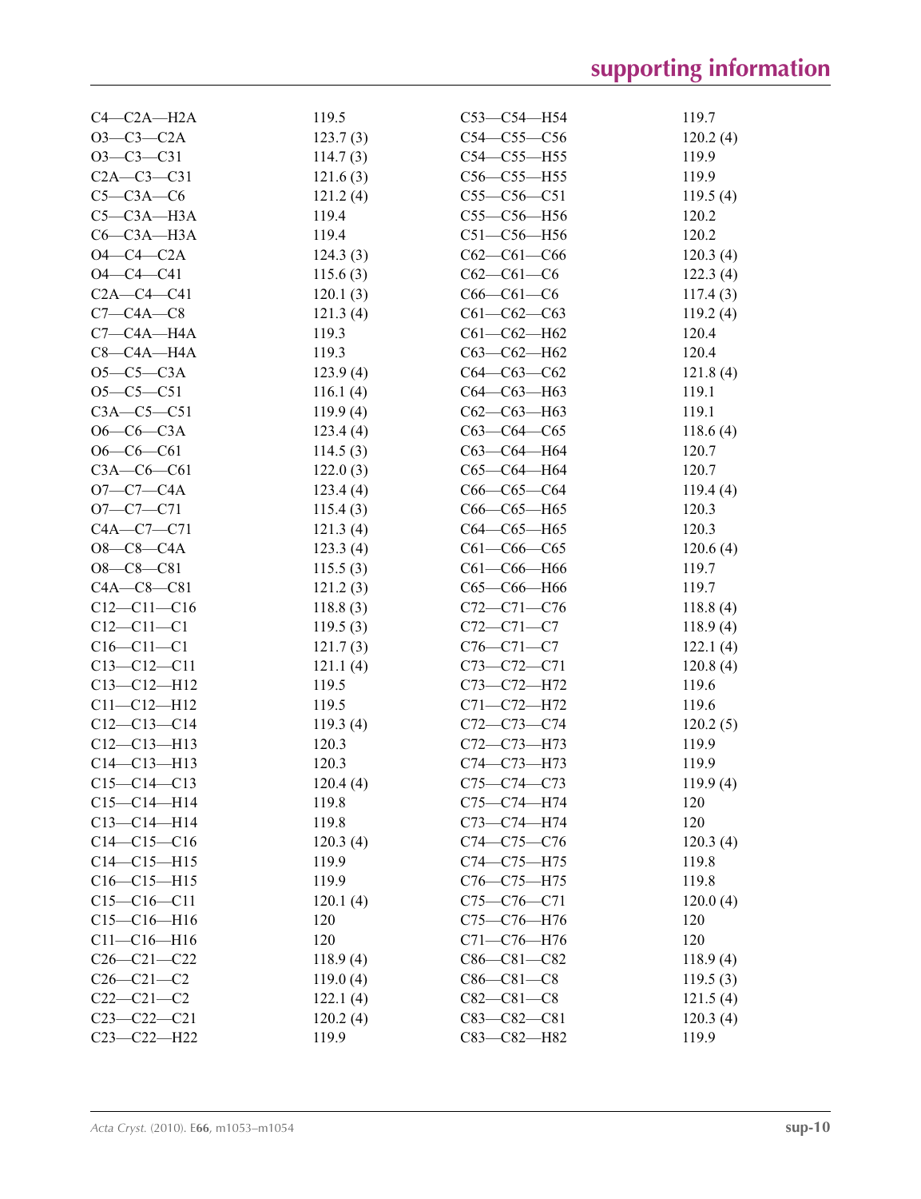| | | | |
|---|---|---|---|
| C4—C2A—H2A | 119.5 | C53—C54—H54 | 119.7 |
| O3—C3—C2A | 123.7 (3) | C54—C55—C56 | 120.2 (4) |
| O3—C3—C31 | 114.7 (3) | C54—C55—H55 | 119.9 |
| C2A—C3—C31 | 121.6 (3) | C56—C55—H55 | 119.9 |
| C5—C3A—C6 | 121.2 (4) | C55—C56—C51 | 119.5 (4) |
| C5—C3A—H3A | 119.4 | C55—C56—H56 | 120.2 |
| C6—C3A—H3A | 119.4 | C51—C56—H56 | 120.2 |
| O4—C4—C2A | 124.3 (3) | C62—C61—C66 | 120.3 (4) |
| O4—C4—C41 | 115.6 (3) | C62—C61—C6 | 122.3 (4) |
| C2A—C4—C41 | 120.1 (3) | C66—C61—C6 | 117.4 (3) |
| C7—C4A—C8 | 121.3 (4) | C61—C62—C63 | 119.2 (4) |
| C7—C4A—H4A | 119.3 | C61—C62—H62 | 120.4 |
| C8—C4A—H4A | 119.3 | C63—C62—H62 | 120.4 |
| O5—C5—C3A | 123.9 (4) | C64—C63—C62 | 121.8 (4) |
| O5—C5—C51 | 116.1 (4) | C64—C63—H63 | 119.1 |
| C3A—C5—C51 | 119.9 (4) | C62—C63—H63 | 119.1 |
| O6—C6—C3A | 123.4 (4) | C63—C64—C65 | 118.6 (4) |
| O6—C6—C61 | 114.5 (3) | C63—C64—H64 | 120.7 |
| C3A—C6—C61 | 122.0 (3) | C65—C64—H64 | 120.7 |
| O7—C7—C4A | 123.4 (4) | C66—C65—C64 | 119.4 (4) |
| O7—C7—C71 | 115.4 (3) | C66—C65—H65 | 120.3 |
| C4A—C7—C71 | 121.3 (4) | C64—C65—H65 | 120.3 |
| O8—C8—C4A | 123.3 (4) | C61—C66—C65 | 120.6 (4) |
| O8—C8—C81 | 115.5 (3) | C61—C66—H66 | 119.7 |
| C4A—C8—C81 | 121.2 (3) | C65—C66—H66 | 119.7 |
| C12—C11—C16 | 118.8 (3) | C72—C71—C76 | 118.8 (4) |
| C12—C11—C1 | 119.5 (3) | C72—C71—C7 | 118.9 (4) |
| C16—C11—C1 | 121.7 (3) | C76—C71—C7 | 122.1 (4) |
| C13—C12—C11 | 121.1 (4) | C73—C72—C71 | 120.8 (4) |
| C13—C12—H12 | 119.5 | C73—C72—H72 | 119.6 |
| C11—C12—H12 | 119.5 | C71—C72—H72 | 119.6 |
| C12—C13—C14 | 119.3 (4) | C72—C73—C74 | 120.2 (5) |
| C12—C13—H13 | 120.3 | C72—C73—H73 | 119.9 |
| C14—C13—H13 | 120.3 | C74—C73—H73 | 119.9 |
| C15—C14—C13 | 120.4 (4) | C75—C74—C73 | 119.9 (4) |
| C15—C14—H14 | 119.8 | C75—C74—H74 | 120 |
| C13—C14—H14 | 119.8 | C73—C74—H74 | 120 |
| C14—C15—C16 | 120.3 (4) | C74—C75—C76 | 120.3 (4) |
| C14—C15—H15 | 119.9 | C74—C75—H75 | 119.8 |
| C16—C15—H15 | 119.9 | C76—C75—H75 | 119.8 |
| C15—C16—C11 | 120.1 (4) | C75—C76—C71 | 120.0 (4) |
| C15—C16—H16 | 120 | C75—C76—H76 | 120 |
| C11—C16—H16 | 120 | C71—C76—H76 | 120 |
| C26—C21—C22 | 118.9 (4) | C86—C81—C82 | 118.9 (4) |
| C26—C21—C2 | 119.0 (4) | C86—C81—C8 | 119.5 (3) |
| C22—C21—C2 | 122.1 (4) | C82—C81—C8 | 121.5 (4) |
| C23—C22—C21 | 120.2 (4) | C83—C82—C81 | 120.3 (4) |
| C23—C22—H22 | 119.9 | C83—C82—H82 | 119.9 |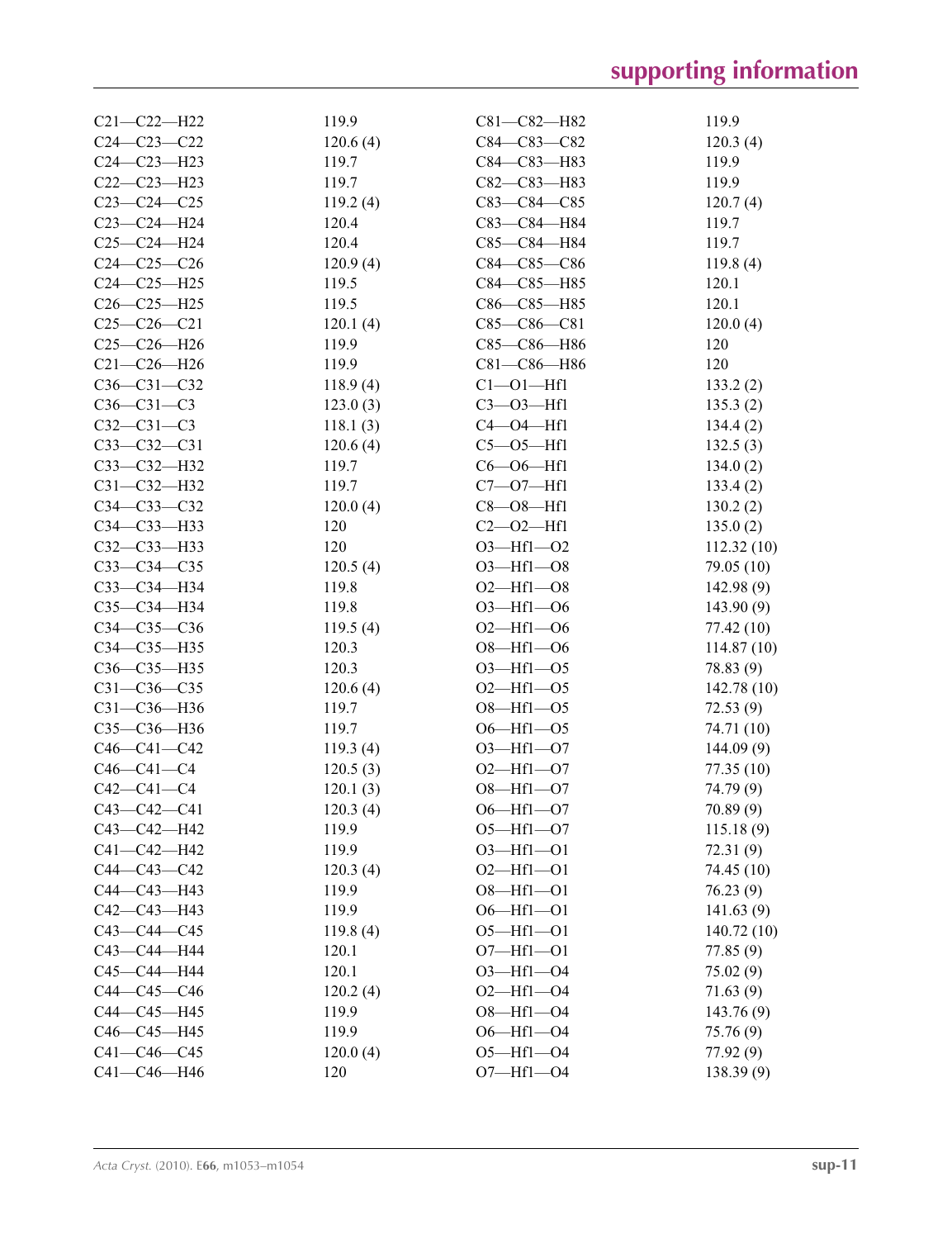| | | | |
|---|---|---|---|
| C21—C22—H22 | 119.9 | C81—C82—H82 | 119.9 |
| C24—C23—C22 | 120.6 (4) | C84—C83—C82 | 120.3 (4) |
| C24—C23—H23 | 119.7 | C84—C83—H83 | 119.9 |
| C22—C23—H23 | 119.7 | C82—C83—H83 | 119.9 |
| C23—C24—C25 | 119.2 (4) | C83—C84—C85 | 120.7 (4) |
| C23—C24—H24 | 120.4 | C83—C84—H84 | 119.7 |
| C25—C24—H24 | 120.4 | C85—C84—H84 | 119.7 |
| C24—C25—C26 | 120.9 (4) | C84—C85—C86 | 119.8 (4) |
| C24—C25—H25 | 119.5 | C84—C85—H85 | 120.1 |
| C26—C25—H25 | 119.5 | C86—C85—H85 | 120.1 |
| C25—C26—C21 | 120.1 (4) | C85—C86—C81 | 120.0 (4) |
| C25—C26—H26 | 119.9 | C85—C86—H86 | 120 |
| C21—C26—H26 | 119.9 | C81—C86—H86 | 120 |
| C36—C31—C32 | 118.9 (4) | C1—O1—Hf1 | 133.2 (2) |
| C36—C31—C3 | 123.0 (3) | C3—O3—Hf1 | 135.3 (2) |
| C32—C31—C3 | 118.1 (3) | C4—O4—Hf1 | 134.4 (2) |
| C33—C32—C31 | 120.6 (4) | C5—O5—Hf1 | 132.5 (3) |
| C33—C32—H32 | 119.7 | C6—O6—Hf1 | 134.0 (2) |
| C31—C32—H32 | 119.7 | C7—O7—Hf1 | 133.4 (2) |
| C34—C33—C32 | 120.0 (4) | C8—O8—Hf1 | 130.2 (2) |
| C34—C33—H33 | 120 | C2—O2—Hf1 | 135.0 (2) |
| C32—C33—H33 | 120 | O3—Hf1—O2 | 112.32 (10) |
| C33—C34—C35 | 120.5 (4) | O3—Hf1—O8 | 79.05 (10) |
| C33—C34—H34 | 119.8 | O2—Hf1—O8 | 142.98 (9) |
| C35—C34—H34 | 119.8 | O3—Hf1—O6 | 143.90 (9) |
| C34—C35—C36 | 119.5 (4) | O2—Hf1—O6 | 77.42 (10) |
| C34—C35—H35 | 120.3 | O8—Hf1—O6 | 114.87 (10) |
| C36—C35—H35 | 120.3 | O3—Hf1—O5 | 78.83 (9) |
| C31—C36—C35 | 120.6 (4) | O2—Hf1—O5 | 142.78 (10) |
| C31—C36—H36 | 119.7 | O8—Hf1—O5 | 72.53 (9) |
| C35—C36—H36 | 119.7 | O6—Hf1—O5 | 74.71 (10) |
| C46—C41—C42 | 119.3 (4) | O3—Hf1—O7 | 144.09 (9) |
| C46—C41—C4 | 120.5 (3) | O2—Hf1—O7 | 77.35 (10) |
| C42—C41—C4 | 120.1 (3) | O8—Hf1—O7 | 74.79 (9) |
| C43—C42—C41 | 120.3 (4) | O6—Hf1—O7 | 70.89 (9) |
| C43—C42—H42 | 119.9 | O5—Hf1—O7 | 115.18 (9) |
| C41—C42—H42 | 119.9 | O3—Hf1—O1 | 72.31 (9) |
| C44—C43—C42 | 120.3 (4) | O2—Hf1—O1 | 74.45 (10) |
| C44—C43—H43 | 119.9 | O8—Hf1—O1 | 76.23 (9) |
| C42—C43—H43 | 119.9 | O6—Hf1—O1 | 141.63 (9) |
| C43—C44—C45 | 119.8 (4) | O5—Hf1—O1 | 140.72 (10) |
| C43—C44—H44 | 120.1 | O7—Hf1—O1 | 77.85 (9) |
| C45—C44—H44 | 120.1 | O3—Hf1—O4 | 75.02 (9) |
| C44—C45—C46 | 120.2 (4) | O2—Hf1—O4 | 71.63 (9) |
| C44—C45—H45 | 119.9 | O8—Hf1—O4 | 143.76 (9) |
| C46—C45—H45 | 119.9 | O6—Hf1—O4 | 75.76 (9) |
| C41—C46—C45 | 120.0 (4) | O5—Hf1—O4 | 77.92 (9) |
| C41—C46—H46 | 120 | O7—Hf1—O4 | 138.39 (9) |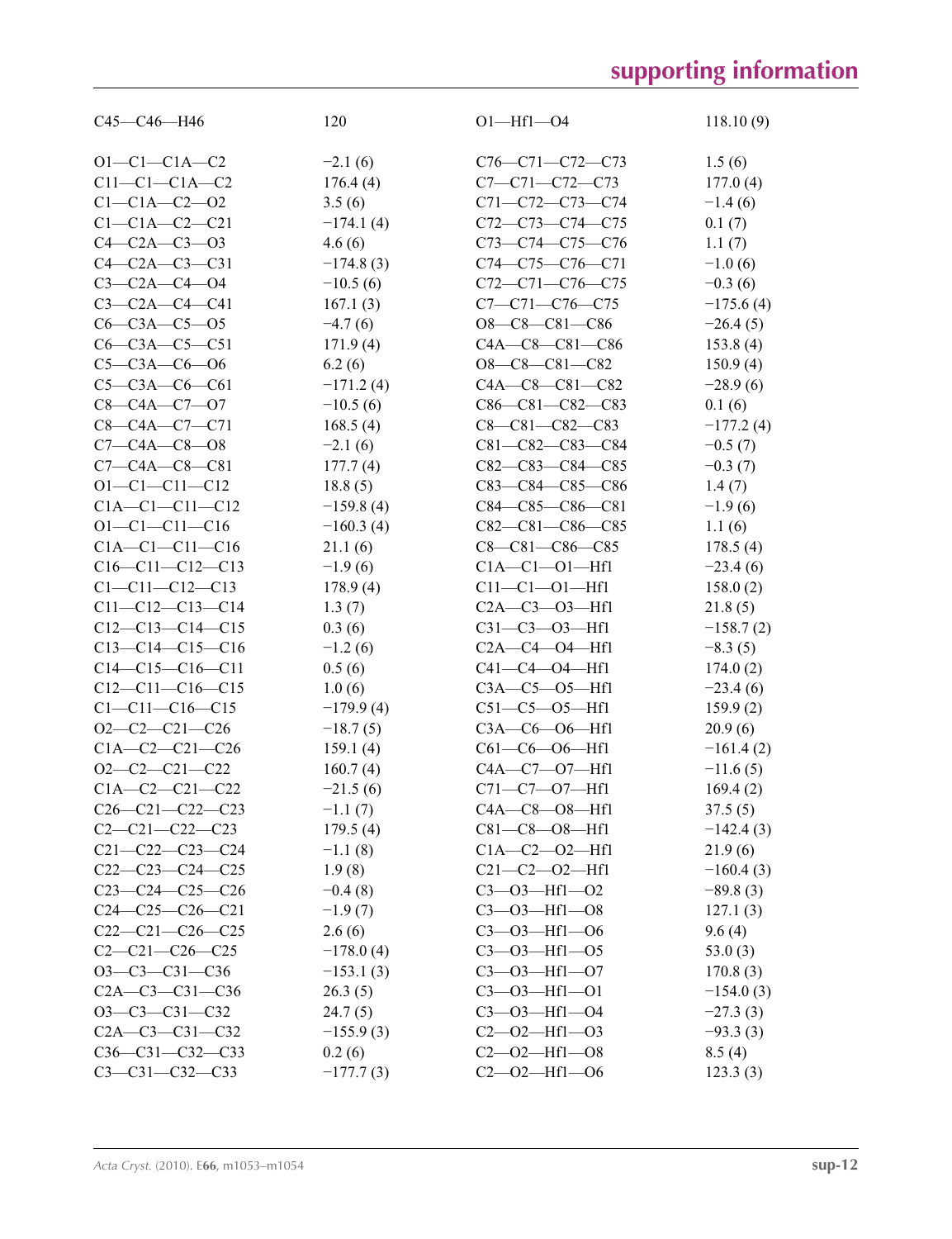| | | | |
|---|---|---|---|
| C45—C46—H46 | 120 | O1—Hf1—O4 | 118.10 (9) |
| | | | |
| O1—C1—C1A—C2 | −2.1 (6) | C76—C71—C72—C73 | 1.5 (6) |
| C11—C1—C1A—C2 | 176.4 (4) | C7—C71—C72—C73 | 177.0 (4) |
| C1—C1A—C2—O2 | 3.5 (6) | C71—C72—C73—C74 | −1.4 (6) |
| C1—C1A—C2—C21 | −174.1 (4) | C72—C73—C74—C75 | 0.1 (7) |
| C4—C2A—C3—O3 | 4.6 (6) | C73—C74—C75—C76 | 1.1 (7) |
| C4—C2A—C3—C31 | −174.8 (3) | C74—C75—C76—C71 | −1.0 (6) |
| C3—C2A—C4—O4 | −10.5 (6) | C72—C71—C76—C75 | −0.3 (6) |
| C3—C2A—C4—C41 | 167.1 (3) | C7—C71—C76—C75 | −175.6 (4) |
| C6—C3A—C5—O5 | −4.7 (6) | O8—C8—C81—C86 | −26.4 (5) |
| C6—C3A—C5—C51 | 171.9 (4) | C4A—C8—C81—C86 | 153.8 (4) |
| C5—C3A—C6—O6 | 6.2 (6) | O8—C8—C81—C82 | 150.9 (4) |
| C5—C3A—C6—C61 | −171.2 (4) | C4A—C8—C81—C82 | −28.9 (6) |
| C8—C4A—C7—O7 | −10.5 (6) | C86—C81—C82—C83 | 0.1 (6) |
| C8—C4A—C7—C71 | 168.5 (4) | C8—C81—C82—C83 | −177.2 (4) |
| C7—C4A—C8—O8 | −2.1 (6) | C81—C82—C83—C84 | −0.5 (7) |
| C7—C4A—C8—C81 | 177.7 (4) | C82—C83—C84—C85 | −0.3 (7) |
| O1—C1—C11—C12 | 18.8 (5) | C83—C84—C85—C86 | 1.4 (7) |
| C1A—C1—C11—C12 | −159.8 (4) | C84—C85—C86—C81 | −1.9 (6) |
| O1—C1—C11—C16 | −160.3 (4) | C82—C81—C86—C85 | 1.1 (6) |
| C1A—C1—C11—C16 | 21.1 (6) | C8—C81—C86—C85 | 178.5 (4) |
| C16—C11—C12—C13 | −1.9 (6) | C1A—C1—O1—Hf1 | −23.4 (6) |
| C1—C11—C12—C13 | 178.9 (4) | C11—C1—O1—Hf1 | 158.0 (2) |
| C11—C12—C13—C14 | 1.3 (7) | C2A—C3—O3—Hf1 | 21.8 (5) |
| C12—C13—C14—C15 | 0.3 (6) | C31—C3—O3—Hf1 | −158.7 (2) |
| C13—C14—C15—C16 | −1.2 (6) | C2A—C4—O4—Hf1 | −8.3 (5) |
| C14—C15—C16—C11 | 0.5 (6) | C41—C4—O4—Hf1 | 174.0 (2) |
| C12—C11—C16—C15 | 1.0 (6) | C3A—C5—O5—Hf1 | −23.4 (6) |
| C1—C11—C16—C15 | −179.9 (4) | C51—C5—O5—Hf1 | 159.9 (2) |
| O2—C2—C21—C26 | −18.7 (5) | C3A—C6—O6—Hf1 | 20.9 (6) |
| C1A—C2—C21—C26 | 159.1 (4) | C61—C6—O6—Hf1 | −161.4 (2) |
| O2—C2—C21—C22 | 160.7 (4) | C4A—C7—O7—Hf1 | −11.6 (5) |
| C1A—C2—C21—C22 | −21.5 (6) | C71—C7—O7—Hf1 | 169.4 (2) |
| C26—C21—C22—C23 | −1.1 (7) | C4A—C8—O8—Hf1 | 37.5 (5) |
| C2—C21—C22—C23 | 179.5 (4) | C81—C8—O8—Hf1 | −142.4 (3) |
| C21—C22—C23—C24 | −1.1 (8) | C1A—C2—O2—Hf1 | 21.9 (6) |
| C22—C23—C24—C25 | 1.9 (8) | C21—C2—O2—Hf1 | −160.4 (3) |
| C23—C24—C25—C26 | −0.4 (8) | C3—O3—Hf1—O2 | −89.8 (3) |
| C24—C25—C26—C21 | −1.9 (7) | C3—O3—Hf1—O8 | 127.1 (3) |
| C22—C21—C26—C25 | 2.6 (6) | C3—O3—Hf1—O6 | 9.6 (4) |
| C2—C21—C26—C25 | −178.0 (4) | C3—O3—Hf1—O5 | 53.0 (3) |
| O3—C3—C31—C36 | −153.1 (3) | C3—O3—Hf1—O7 | 170.8 (3) |
| C2A—C3—C31—C36 | 26.3 (5) | C3—O3—Hf1—O1 | −154.0 (3) |
| O3—C3—C31—C32 | 24.7 (5) | C3—O3—Hf1—O4 | −27.3 (3) |
| C2A—C3—C31—C32 | −155.9 (3) | C2—O2—Hf1—O3 | −93.3 (3) |
| C36—C31—C32—C33 | 0.2 (6) | C2—O2—Hf1—O8 | 8.5 (4) |
| C3—C31—C32—C33 | −177.7 (3) | C2—O2—Hf1—O6 | 123.3 (3) |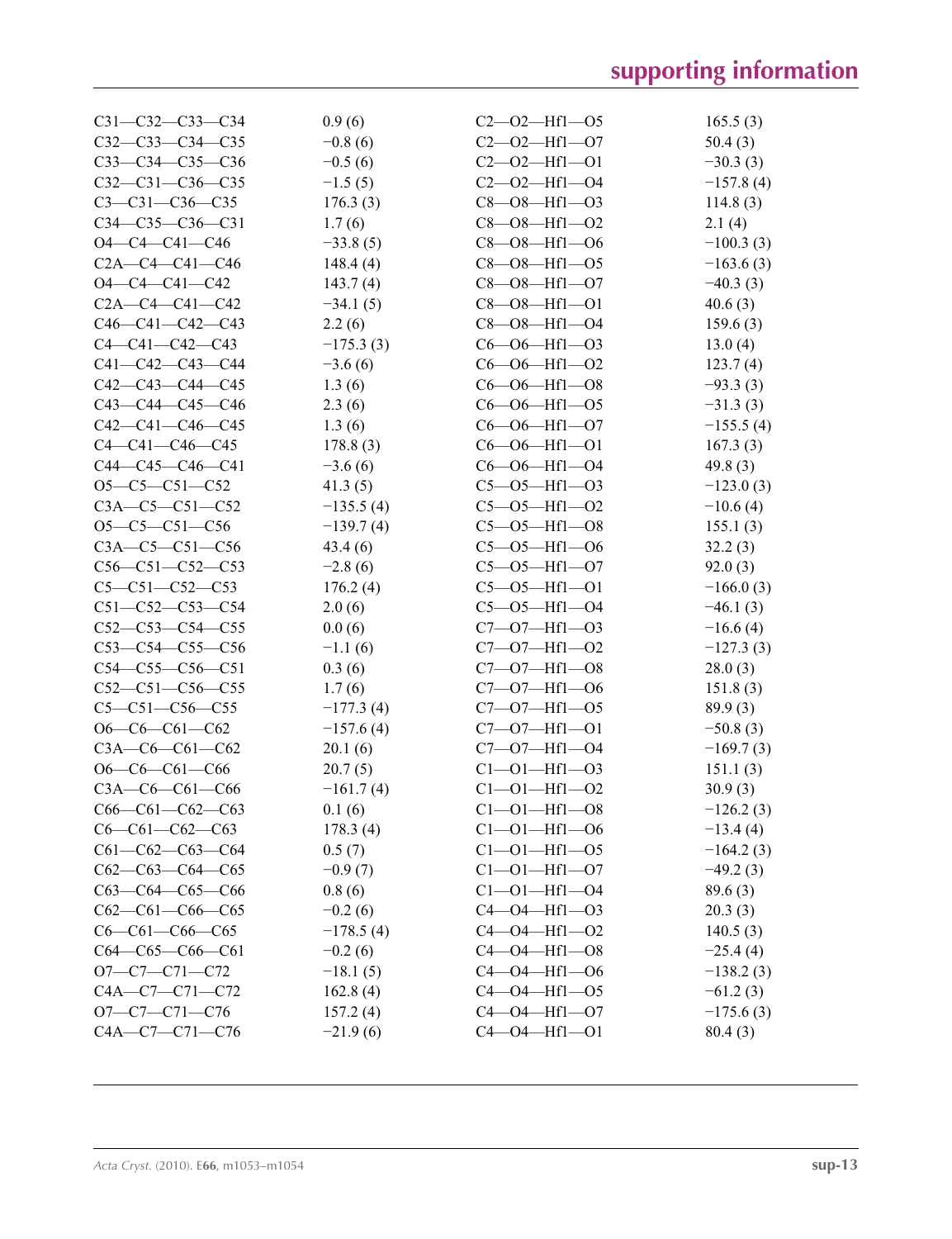| | | | |
|---|---|---|---|
| C31—C32—C33—C34 | 0.9 (6) | C2—O2—Hf1—O5 | 165.5 (3) |
| C32—C33—C34—C35 | −0.8 (6) | C2—O2—Hf1—O7 | 50.4 (3) |
| C33—C34—C35—C36 | −0.5 (6) | C2—O2—Hf1—O1 | −30.3 (3) |
| C32—C31—C36—C35 | −1.5 (5) | C2—O2—Hf1—O4 | −157.8 (4) |
| C3—C31—C36—C35 | 176.3 (3) | C8—O8—Hf1—O3 | 114.8 (3) |
| C34—C35—C36—C31 | 1.7 (6) | C8—O8—Hf1—O2 | 2.1 (4) |
| O4—C4—C41—C46 | −33.8 (5) | C8—O8—Hf1—O6 | −100.3 (3) |
| C2A—C4—C41—C46 | 148.4 (4) | C8—O8—Hf1—O5 | −163.6 (3) |
| O4—C4—C41—C42 | 143.7 (4) | C8—O8—Hf1—O7 | −40.3 (3) |
| C2A—C4—C41—C42 | −34.1 (5) | C8—O8—Hf1—O1 | 40.6 (3) |
| C46—C41—C42—C43 | 2.2 (6) | C8—O8—Hf1—O4 | 159.6 (3) |
| C4—C41—C42—C43 | −175.3 (3) | C6—O6—Hf1—O3 | 13.0 (4) |
| C41—C42—C43—C44 | −3.6 (6) | C6—O6—Hf1—O2 | 123.7 (4) |
| C42—C43—C44—C45 | 1.3 (6) | C6—O6—Hf1—O8 | −93.3 (3) |
| C43—C44—C45—C46 | 2.3 (6) | C6—O6—Hf1—O5 | −31.3 (3) |
| C42—C41—C46—C45 | 1.3 (6) | C6—O6—Hf1—O7 | −155.5 (4) |
| C4—C41—C46—C45 | 178.8 (3) | C6—O6—Hf1—O1 | 167.3 (3) |
| C44—C45—C46—C41 | −3.6 (6) | C6—O6—Hf1—O4 | 49.8 (3) |
| O5—C5—C51—C52 | 41.3 (5) | C5—O5—Hf1—O3 | −123.0 (3) |
| C3A—C5—C51—C52 | −135.5 (4) | C5—O5—Hf1—O2 | −10.6 (4) |
| O5—C5—C51—C56 | −139.7 (4) | C5—O5—Hf1—O8 | 155.1 (3) |
| C3A—C5—C51—C56 | 43.4 (6) | C5—O5—Hf1—O6 | 32.2 (3) |
| C56—C51—C52—C53 | −2.8 (6) | C5—O5—Hf1—O7 | 92.0 (3) |
| C5—C51—C52—C53 | 176.2 (4) | C5—O5—Hf1—O1 | −166.0 (3) |
| C51—C52—C53—C54 | 2.0 (6) | C5—O5—Hf1—O4 | −46.1 (3) |
| C52—C53—C54—C55 | 0.0 (6) | C7—O7—Hf1—O3 | −16.6 (4) |
| C53—C54—C55—C56 | −1.1 (6) | C7—O7—Hf1—O2 | −127.3 (3) |
| C54—C55—C56—C51 | 0.3 (6) | C7—O7—Hf1—O8 | 28.0 (3) |
| C52—C51—C56—C55 | 1.7 (6) | C7—O7—Hf1—O6 | 151.8 (3) |
| C5—C51—C56—C55 | −177.3 (4) | C7—O7—Hf1—O5 | 89.9 (3) |
| O6—C6—C61—C62 | −157.6 (4) | C7—O7—Hf1—O1 | −50.8 (3) |
| C3A—C6—C61—C62 | 20.1 (6) | C7—O7—Hf1—O4 | −169.7 (3) |
| O6—C6—C61—C66 | 20.7 (5) | C1—O1—Hf1—O3 | 151.1 (3) |
| C3A—C6—C61—C66 | −161.7 (4) | C1—O1—Hf1—O2 | 30.9 (3) |
| C66—C61—C62—C63 | 0.1 (6) | C1—O1—Hf1—O8 | −126.2 (3) |
| C6—C61—C62—C63 | 178.3 (4) | C1—O1—Hf1—O6 | −13.4 (4) |
| C61—C62—C63—C64 | 0.5 (7) | C1—O1—Hf1—O5 | −164.2 (3) |
| C62—C63—C64—C65 | −0.9 (7) | C1—O1—Hf1—O7 | −49.2 (3) |
| C63—C64—C65—C66 | 0.8 (6) | C1—O1—Hf1—O4 | 89.6 (3) |
| C62—C61—C66—C65 | −0.2 (6) | C4—O4—Hf1—O3 | 20.3 (3) |
| C6—C61—C66—C65 | −178.5 (4) | C4—O4—Hf1—O2 | 140.5 (3) |
| C64—C65—C66—C61 | −0.2 (6) | C4—O4—Hf1—O8 | −25.4 (4) |
| O7—C7—C71—C72 | −18.1 (5) | C4—O4—Hf1—O6 | −138.2 (3) |
| C4A—C7—C71—C72 | 162.8 (4) | C4—O4—Hf1—O5 | −61.2 (3) |
| O7—C7—C71—C76 | 157.2 (4) | C4—O4—Hf1—O7 | −175.6 (3) |
| C4A—C7—C71—C76 | −21.9 (6) | C4—O4—Hf1—O1 | 80.4 (3) |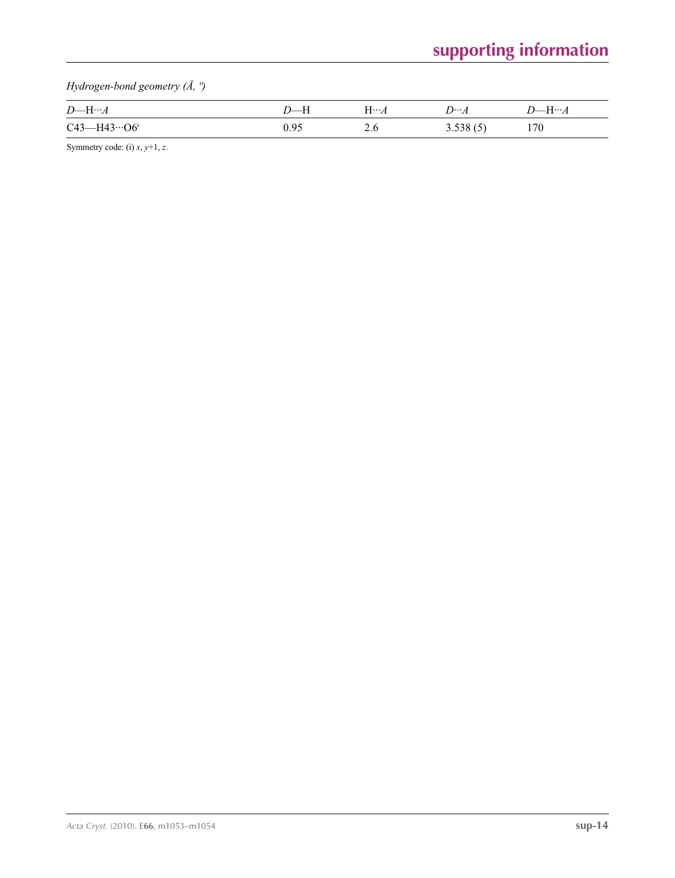*Hydrogen-bond geometry (Å, º)*

| *D*—H···*A* | *D*—H | H···*A* | *D*···*A* | *D*—H···*A* |
|---|---|---|---|---|
| C43—H43···O6[i] | 0.95 | 2.6 | 3.538 (5) | 170 |

Symmetry code: (i) *x*, *y*+1, *z*.